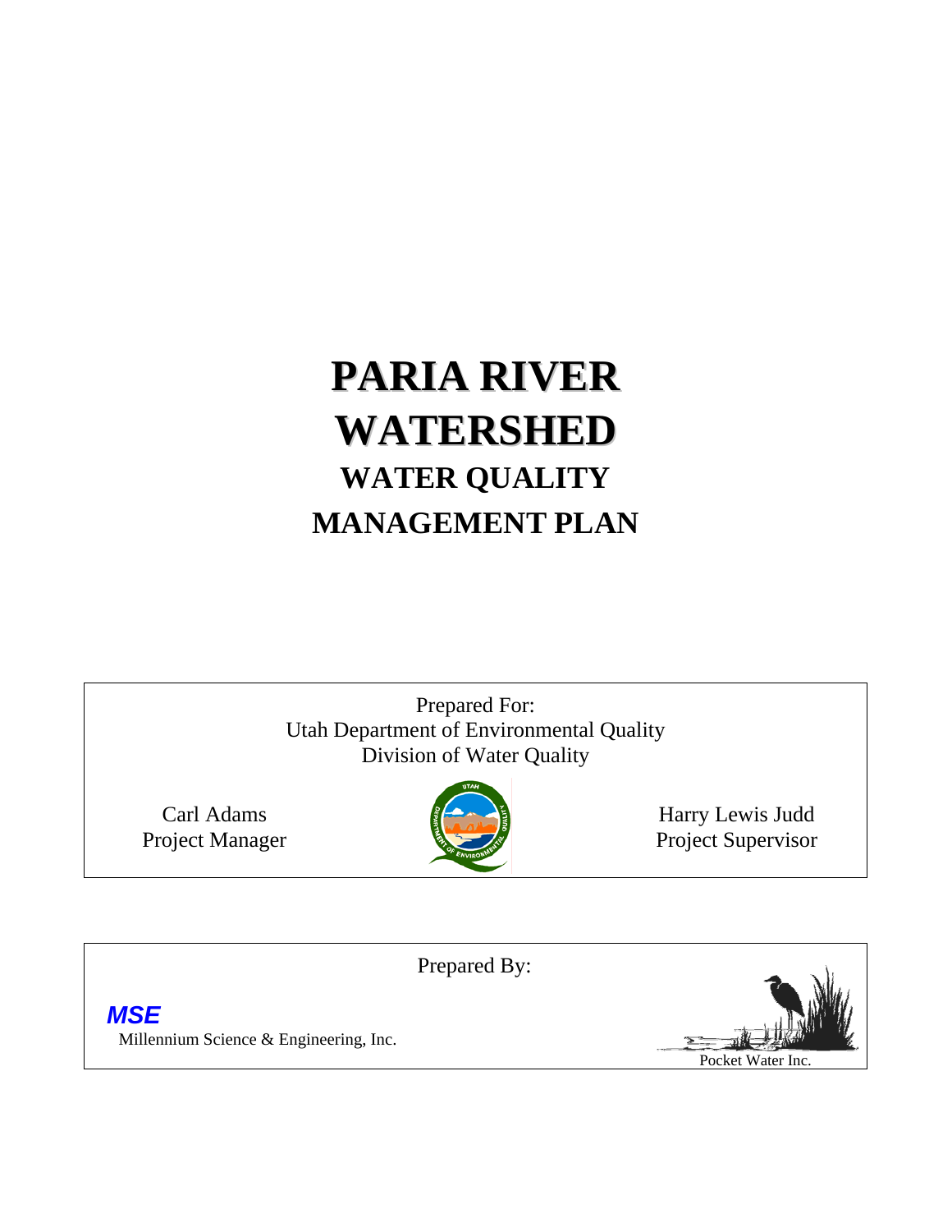# PARIA RIVER WATERSHED

## WATER QUALITY MANAGEMENT PLAN

Prepared For:
Utah Department of Environmental Quality
Division of Water Quality

Carl Adams
Project Manager

Harry Lewis Judd
Project Supervisor

Prepared By:

**MSE**
Millennium Science & Engineering, Inc.

Pocket Water Inc.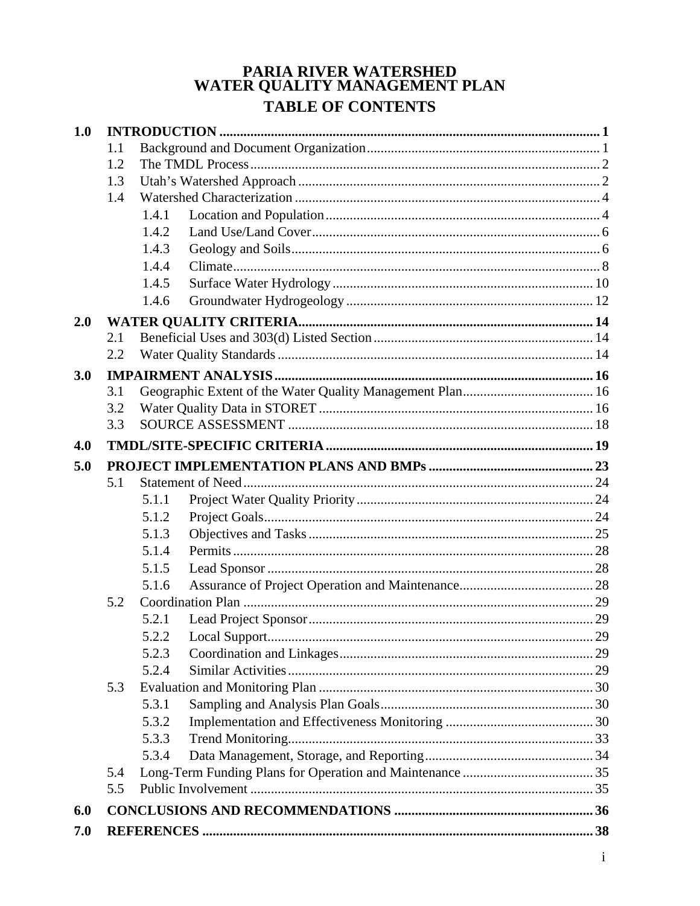# PARIA RIVER WATERSHED WATER QUALITY MANAGEMENT PLAN

## TABLE OF CONTENTS

**1.0 INTRODUCTION** .......... 1

- 1.1 Background and Document Organization .......... 1
- 1.2 The TMDL Process .......... 2
- 1.3 Utah's Watershed Approach .......... 2
- 1.4 Watershed Characterization .......... 4
  - 1.4.1 Location and Population .......... 4
  - 1.4.2 Land Use/Land Cover .......... 6
  - 1.4.3 Geology and Soils .......... 6
  - 1.4.4 Climate .......... 8
  - 1.4.5 Surface Water Hydrology .......... 10
  - 1.4.6 Groundwater Hydrogeology .......... 12

**2.0 WATER QUALITY CRITERIA** .......... 14

- 2.1 Beneficial Uses and 303(d) Listed Section .......... 14
- 2.2 Water Quality Standards .......... 14

**3.0 IMPAIRMENT ANALYSIS** .......... 16

- 3.1 Geographic Extent of the Water Quality Management Plan .......... 16
- 3.2 Water Quality Data in STORET .......... 16
- 3.3 SOURCE ASSESSMENT .......... 18

**4.0 TMDL/SITE-SPECIFIC CRITERIA** .......... 19

**5.0 PROJECT IMPLEMENTATION PLANS AND BMPs** .......... 23

- 5.1 Statement of Need .......... 24
  - 5.1.1 Project Water Quality Priority .......... 24
  - 5.1.2 Project Goals .......... 24
  - 5.1.3 Objectives and Tasks .......... 25
  - 5.1.4 Permits .......... 28
  - 5.1.5 Lead Sponsor .......... 28
  - 5.1.6 Assurance of Project Operation and Maintenance .......... 28
- 5.2 Coordination Plan .......... 29
  - 5.2.1 Lead Project Sponsor .......... 29
  - 5.2.2 Local Support .......... 29
  - 5.2.3 Coordination and Linkages .......... 29
  - 5.2.4 Similar Activities .......... 29
- 5.3 Evaluation and Monitoring Plan .......... 30
  - 5.3.1 Sampling and Analysis Plan Goals .......... 30
  - 5.3.2 Implementation and Effectiveness Monitoring .......... 30
  - 5.3.3 Trend Monitoring .......... 33
  - 5.3.4 Data Management, Storage, and Reporting .......... 34
- 5.4 Long-Term Funding Plans for Operation and Maintenance .......... 35
- 5.5 Public Involvement .......... 35

**6.0 CONCLUSIONS AND RECOMMENDATIONS** .......... 36

**7.0 REFERENCES** .......... 38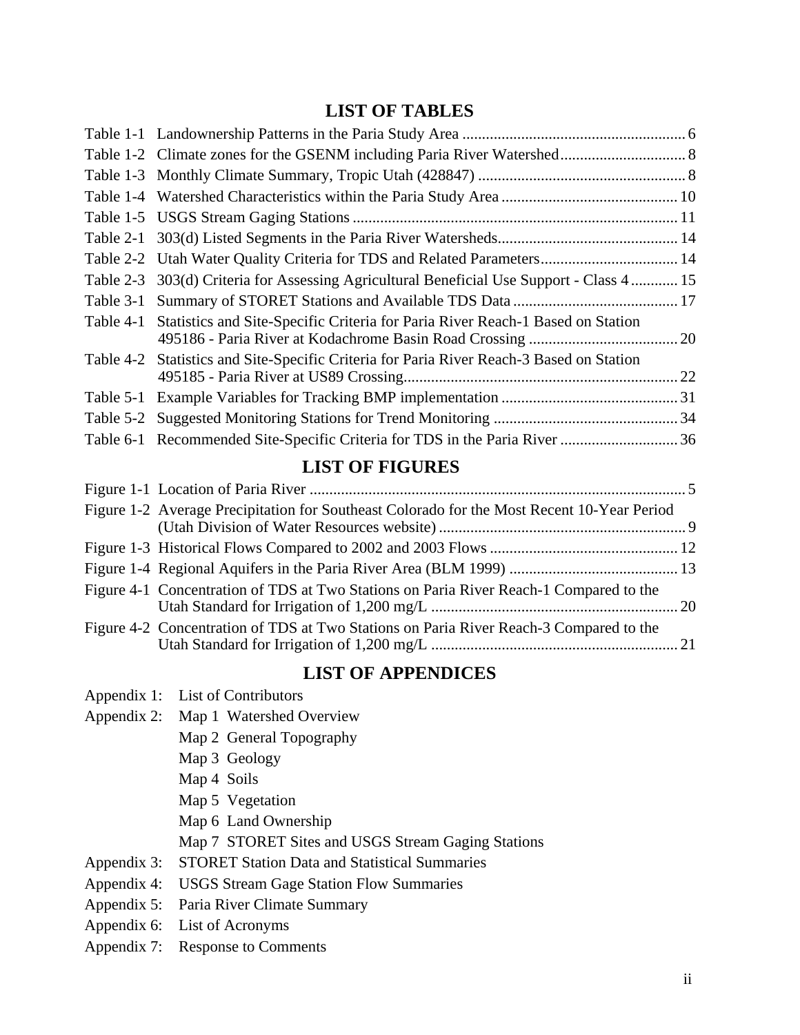## LIST OF TABLES

| | | |
|---|---|---|
| Table 1-1 | Landownership Patterns in the Paria Study Area | 6 |
| Table 1-2 | Climate zones for the GSENM including Paria River Watershed | 8 |
| Table 1-3 | Monthly Climate Summary, Tropic Utah (428847) | 8 |
| Table 1-4 | Watershed Characteristics within the Paria Study Area | 10 |
| Table 1-5 | USGS Stream Gaging Stations | 11 |
| Table 2-1 | 303(d) Listed Segments in the Paria River Watersheds | 14 |
| Table 2-2 | Utah Water Quality Criteria for TDS and Related Parameters | 14 |
| Table 2-3 | 303(d) Criteria for Assessing Agricultural Beneficial Use Support - Class 4 | 15 |
| Table 3-1 | Summary of STORET Stations and Available TDS Data | 17 |
| Table 4-1 | Statistics and Site-Specific Criteria for Paria River Reach-1 Based on Station 495186 - Paria River at Kodachrome Basin Road Crossing | 20 |
| Table 4-2 | Statistics and Site-Specific Criteria for Paria River Reach-3 Based on Station 495185 - Paria River at US89 Crossing | 22 |
| Table 5-1 | Example Variables for Tracking BMP implementation | 31 |
| Table 5-2 | Suggested Monitoring Stations for Trend Monitoring | 34 |
| Table 6-1 | Recommended Site-Specific Criteria for TDS in the Paria River | 36 |

## LIST OF FIGURES

| | | |
|---|---|---|
| Figure 1-1 | Location of Paria River | 5 |
| Figure 1-2 | Average Precipitation for Southeast Colorado for the Most Recent 10-Year Period (Utah Division of Water Resources website) | 9 |
| Figure 1-3 | Historical Flows Compared to 2002 and 2003 Flows | 12 |
| Figure 1-4 | Regional Aquifers in the Paria River Area (BLM 1999) | 13 |
| Figure 4-1 | Concentration of TDS at Two Stations on Paria River Reach-1 Compared to the Utah Standard for Irrigation of 1,200 mg/L | 20 |
| Figure 4-2 | Concentration of TDS at Two Stations on Paria River Reach-3 Compared to the Utah Standard for Irrigation of 1,200 mg/L | 21 |

## LIST OF APPENDICES

Appendix 1: List of Contributors

Appendix 2: Map 1 Watershed Overview
- Map 2 General Topography
- Map 3 Geology
- Map 4 Soils
- Map 5 Vegetation
- Map 6 Land Ownership
- Map 7 STORET Sites and USGS Stream Gaging Stations

Appendix 3: STORET Station Data and Statistical Summaries

Appendix 4: USGS Stream Gage Station Flow Summaries

Appendix 5: Paria River Climate Summary

Appendix 6: List of Acronyms

Appendix 7: Response to Comments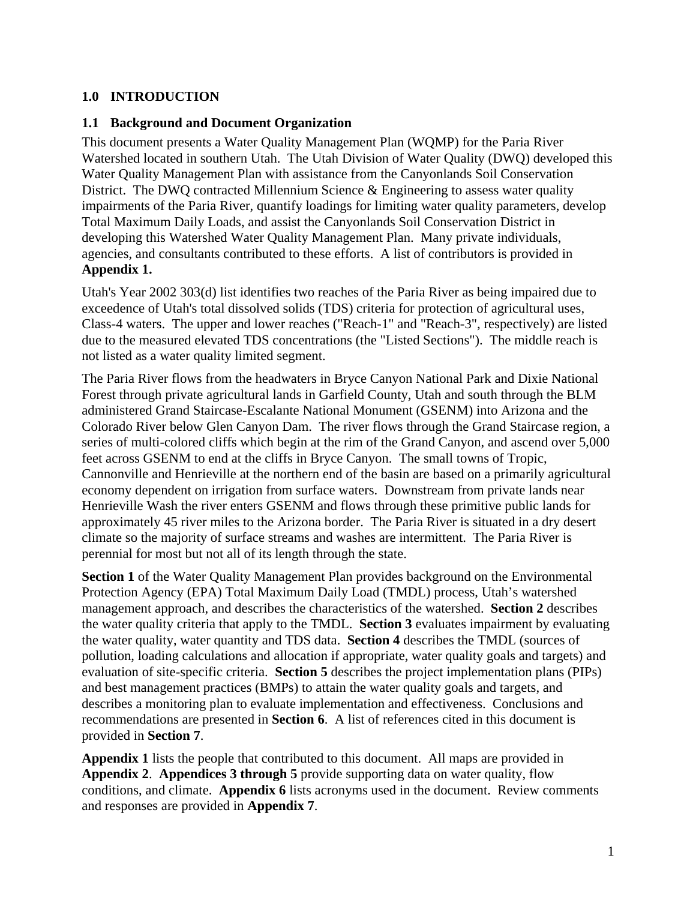# 1.0 INTRODUCTION

## 1.1 Background and Document Organization

This document presents a Water Quality Management Plan (WQMP) for the Paria River Watershed located in southern Utah. The Utah Division of Water Quality (DWQ) developed this Water Quality Management Plan with assistance from the Canyonlands Soil Conservation District. The DWQ contracted Millennium Science & Engineering to assess water quality impairments of the Paria River, quantify loadings for limiting water quality parameters, develop Total Maximum Daily Loads, and assist the Canyonlands Soil Conservation District in developing this Watershed Water Quality Management Plan. Many private individuals, agencies, and consultants contributed to these efforts. A list of contributors is provided in **Appendix 1.**

Utah's Year 2002 303(d) list identifies two reaches of the Paria River as being impaired due to exceedence of Utah's total dissolved solids (TDS) criteria for protection of agricultural uses, Class-4 waters. The upper and lower reaches ("Reach-1" and "Reach-3", respectively) are listed due to the measured elevated TDS concentrations (the "Listed Sections"). The middle reach is not listed as a water quality limited segment.

The Paria River flows from the headwaters in Bryce Canyon National Park and Dixie National Forest through private agricultural lands in Garfield County, Utah and south through the BLM administered Grand Staircase-Escalante National Monument (GSENM) into Arizona and the Colorado River below Glen Canyon Dam. The river flows through the Grand Staircase region, a series of multi-colored cliffs which begin at the rim of the Grand Canyon, and ascend over 5,000 feet across GSENM to end at the cliffs in Bryce Canyon. The small towns of Tropic, Cannonville and Henrieville at the northern end of the basin are based on a primarily agricultural economy dependent on irrigation from surface waters. Downstream from private lands near Henrieville Wash the river enters GSENM and flows through these primitive public lands for approximately 45 river miles to the Arizona border. The Paria River is situated in a dry desert climate so the majority of surface streams and washes are intermittent. The Paria River is perennial for most but not all of its length through the state.

**Section 1** of the Water Quality Management Plan provides background on the Environmental Protection Agency (EPA) Total Maximum Daily Load (TMDL) process, Utah's watershed management approach, and describes the characteristics of the watershed. **Section 2** describes the water quality criteria that apply to the TMDL. **Section 3** evaluates impairment by evaluating the water quality, water quantity and TDS data. **Section 4** describes the TMDL (sources of pollution, loading calculations and allocation if appropriate, water quality goals and targets) and evaluation of site-specific criteria. **Section 5** describes the project implementation plans (PIPs) and best management practices (BMPs) to attain the water quality goals and targets, and describes a monitoring plan to evaluate implementation and effectiveness. Conclusions and recommendations are presented in **Section 6**. A list of references cited in this document is provided in **Section 7**.

**Appendix 1** lists the people that contributed to this document. All maps are provided in **Appendix 2**. **Appendices 3 through 5** provide supporting data on water quality, flow conditions, and climate. **Appendix 6** lists acronyms used in the document. Review comments and responses are provided in **Appendix 7**.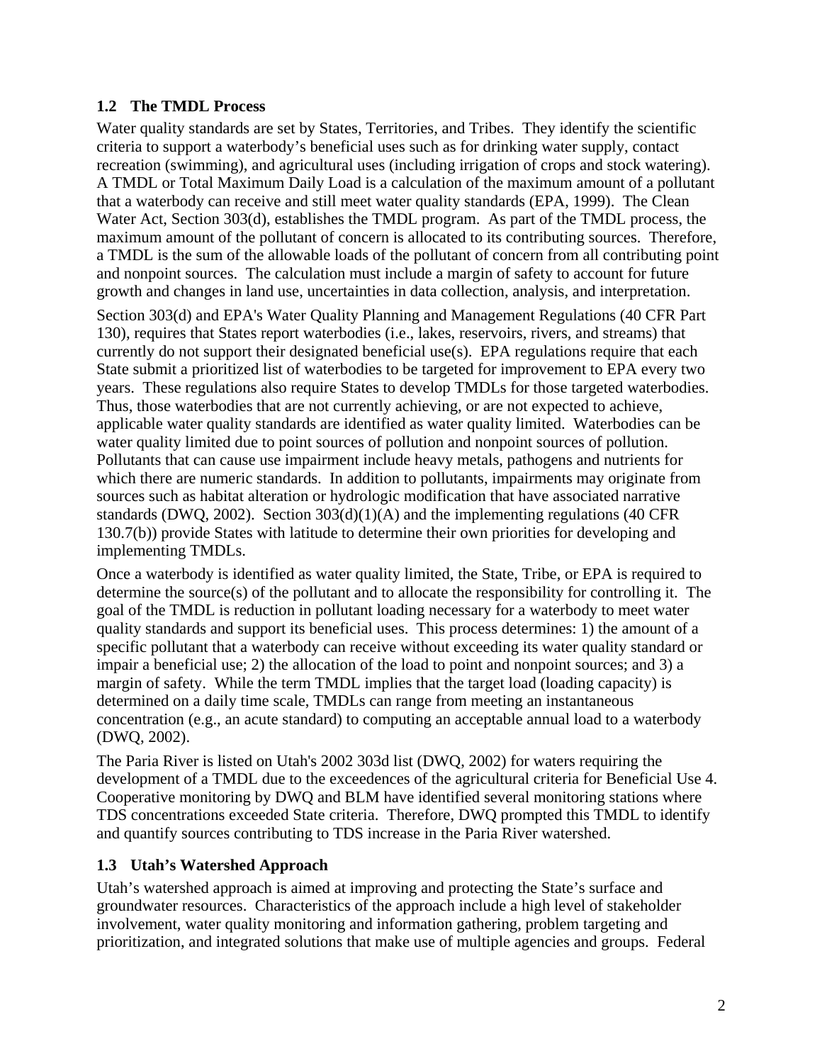### 1.2 The TMDL Process

Water quality standards are set by States, Territories, and Tribes. They identify the scientific criteria to support a waterbody's beneficial uses such as for drinking water supply, contact recreation (swimming), and agricultural uses (including irrigation of crops and stock watering). A TMDL or Total Maximum Daily Load is a calculation of the maximum amount of a pollutant that a waterbody can receive and still meet water quality standards (EPA, 1999). The Clean Water Act, Section 303(d), establishes the TMDL program. As part of the TMDL process, the maximum amount of the pollutant of concern is allocated to its contributing sources. Therefore, a TMDL is the sum of the allowable loads of the pollutant of concern from all contributing point and nonpoint sources. The calculation must include a margin of safety to account for future growth and changes in land use, uncertainties in data collection, analysis, and interpretation.

Section 303(d) and EPA's Water Quality Planning and Management Regulations (40 CFR Part 130), requires that States report waterbodies (i.e., lakes, reservoirs, rivers, and streams) that currently do not support their designated beneficial use(s). EPA regulations require that each State submit a prioritized list of waterbodies to be targeted for improvement to EPA every two years. These regulations also require States to develop TMDLs for those targeted waterbodies. Thus, those waterbodies that are not currently achieving, or are not expected to achieve, applicable water quality standards are identified as water quality limited. Waterbodies can be water quality limited due to point sources of pollution and nonpoint sources of pollution. Pollutants that can cause use impairment include heavy metals, pathogens and nutrients for which there are numeric standards. In addition to pollutants, impairments may originate from sources such as habitat alteration or hydrologic modification that have associated narrative standards (DWQ, 2002). Section 303(d)(1)(A) and the implementing regulations (40 CFR 130.7(b)) provide States with latitude to determine their own priorities for developing and implementing TMDLs.

Once a waterbody is identified as water quality limited, the State, Tribe, or EPA is required to determine the source(s) of the pollutant and to allocate the responsibility for controlling it. The goal of the TMDL is reduction in pollutant loading necessary for a waterbody to meet water quality standards and support its beneficial uses. This process determines: 1) the amount of a specific pollutant that a waterbody can receive without exceeding its water quality standard or impair a beneficial use; 2) the allocation of the load to point and nonpoint sources; and 3) a margin of safety. While the term TMDL implies that the target load (loading capacity) is determined on a daily time scale, TMDLs can range from meeting an instantaneous concentration (e.g., an acute standard) to computing an acceptable annual load to a waterbody (DWQ, 2002).

The Paria River is listed on Utah's 2002 303d list (DWQ, 2002) for waters requiring the development of a TMDL due to the exceedences of the agricultural criteria for Beneficial Use 4. Cooperative monitoring by DWQ and BLM have identified several monitoring stations where TDS concentrations exceeded State criteria. Therefore, DWQ prompted this TMDL to identify and quantify sources contributing to TDS increase in the Paria River watershed.

### 1.3 Utah's Watershed Approach

Utah's watershed approach is aimed at improving and protecting the State's surface and groundwater resources. Characteristics of the approach include a high level of stakeholder involvement, water quality monitoring and information gathering, problem targeting and prioritization, and integrated solutions that make use of multiple agencies and groups. Federal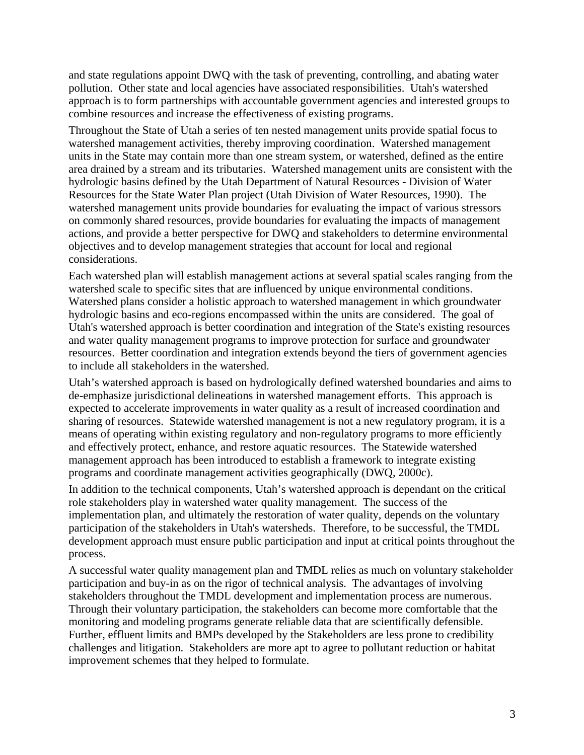and state regulations appoint DWQ with the task of preventing, controlling, and abating water pollution. Other state and local agencies have associated responsibilities. Utah's watershed approach is to form partnerships with accountable government agencies and interested groups to combine resources and increase the effectiveness of existing programs.

Throughout the State of Utah a series of ten nested management units provide spatial focus to watershed management activities, thereby improving coordination. Watershed management units in the State may contain more than one stream system, or watershed, defined as the entire area drained by a stream and its tributaries. Watershed management units are consistent with the hydrologic basins defined by the Utah Department of Natural Resources - Division of Water Resources for the State Water Plan project (Utah Division of Water Resources, 1990). The watershed management units provide boundaries for evaluating the impact of various stressors on commonly shared resources, provide boundaries for evaluating the impacts of management actions, and provide a better perspective for DWQ and stakeholders to determine environmental objectives and to develop management strategies that account for local and regional considerations.

Each watershed plan will establish management actions at several spatial scales ranging from the watershed scale to specific sites that are influenced by unique environmental conditions. Watershed plans consider a holistic approach to watershed management in which groundwater hydrologic basins and eco-regions encompassed within the units are considered. The goal of Utah's watershed approach is better coordination and integration of the State's existing resources and water quality management programs to improve protection for surface and groundwater resources. Better coordination and integration extends beyond the tiers of government agencies to include all stakeholders in the watershed.

Utah's watershed approach is based on hydrologically defined watershed boundaries and aims to de-emphasize jurisdictional delineations in watershed management efforts. This approach is expected to accelerate improvements in water quality as a result of increased coordination and sharing of resources. Statewide watershed management is not a new regulatory program, it is a means of operating within existing regulatory and non-regulatory programs to more efficiently and effectively protect, enhance, and restore aquatic resources. The Statewide watershed management approach has been introduced to establish a framework to integrate existing programs and coordinate management activities geographically (DWQ, 2000c).

In addition to the technical components, Utah's watershed approach is dependant on the critical role stakeholders play in watershed water quality management. The success of the implementation plan, and ultimately the restoration of water quality, depends on the voluntary participation of the stakeholders in Utah's watersheds. Therefore, to be successful, the TMDL development approach must ensure public participation and input at critical points throughout the process.

A successful water quality management plan and TMDL relies as much on voluntary stakeholder participation and buy-in as on the rigor of technical analysis. The advantages of involving stakeholders throughout the TMDL development and implementation process are numerous. Through their voluntary participation, the stakeholders can become more comfortable that the monitoring and modeling programs generate reliable data that are scientifically defensible. Further, effluent limits and BMPs developed by the Stakeholders are less prone to credibility challenges and litigation. Stakeholders are more apt to agree to pollutant reduction or habitat improvement schemes that they helped to formulate.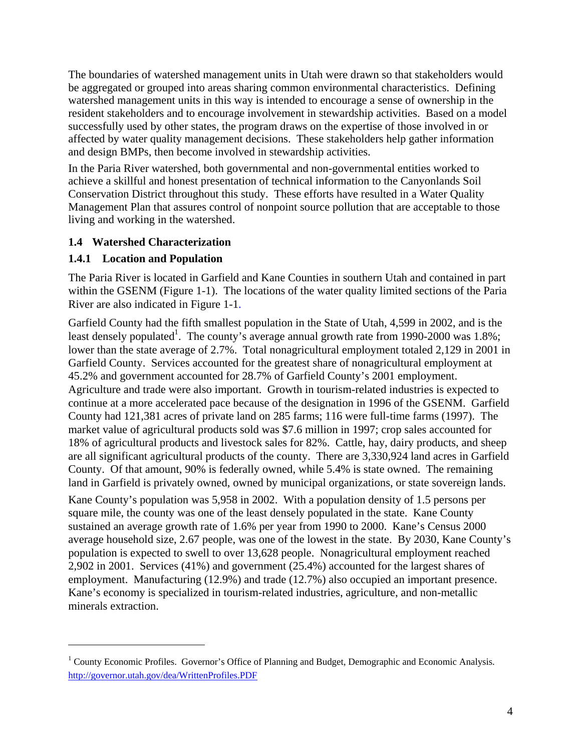The boundaries of watershed management units in Utah were drawn so that stakeholders would be aggregated or grouped into areas sharing common environmental characteristics. Defining watershed management units in this way is intended to encourage a sense of ownership in the resident stakeholders and to encourage involvement in stewardship activities. Based on a model successfully used by other states, the program draws on the expertise of those involved in or affected by water quality management decisions. These stakeholders help gather information and design BMPs, then become involved in stewardship activities.

In the Paria River watershed, both governmental and non-governmental entities worked to achieve a skillful and honest presentation of technical information to the Canyonlands Soil Conservation District throughout this study. These efforts have resulted in a Water Quality Management Plan that assures control of nonpoint source pollution that are acceptable to those living and working in the watershed.

### 1.4 Watershed Characterization

#### 1.4.1 Location and Population

The Paria River is located in Garfield and Kane Counties in southern Utah and contained in part within the GSENM (Figure 1-1). The locations of the water quality limited sections of the Paria River are also indicated in Figure 1-1.

Garfield County had the fifth smallest population in the State of Utah, 4,599 in 2002, and is the least densely populated[1]. The county's average annual growth rate from 1990-2000 was 1.8%; lower than the state average of 2.7%. Total nonagricultural employment totaled 2,129 in 2001 in Garfield County. Services accounted for the greatest share of nonagricultural employment at 45.2% and government accounted for 28.7% of Garfield County's 2001 employment. Agriculture and trade were also important. Growth in tourism-related industries is expected to continue at a more accelerated pace because of the designation in 1996 of the GSENM. Garfield County had 121,381 acres of private land on 285 farms; 116 were full-time farms (1997). The market value of agricultural products sold was $7.6 million in 1997; crop sales accounted for 18% of agricultural products and livestock sales for 82%. Cattle, hay, dairy products, and sheep are all significant agricultural products of the county. There are 3,330,924 land acres in Garfield County. Of that amount, 90% is federally owned, while 5.4% is state owned. The remaining land in Garfield is privately owned, owned by municipal organizations, or state sovereign lands.

Kane County's population was 5,958 in 2002. With a population density of 1.5 persons per square mile, the county was one of the least densely populated in the state. Kane County sustained an average growth rate of 1.6% per year from 1990 to 2000. Kane's Census 2000 average household size, 2.67 people, was one of the lowest in the state. By 2030, Kane County's population is expected to swell to over 13,628 people. Nonagricultural employment reached 2,902 in 2001. Services (41%) and government (25.4%) accounted for the largest shares of employment. Manufacturing (12.9%) and trade (12.7%) also occupied an important presence. Kane's economy is specialized in tourism-related industries, agriculture, and non-metallic minerals extraction.

---

[1] County Economic Profiles. Governor's Office of Planning and Budget, Demographic and Economic Analysis. http://governor.utah.gov/dea/WrittenProfiles.PDF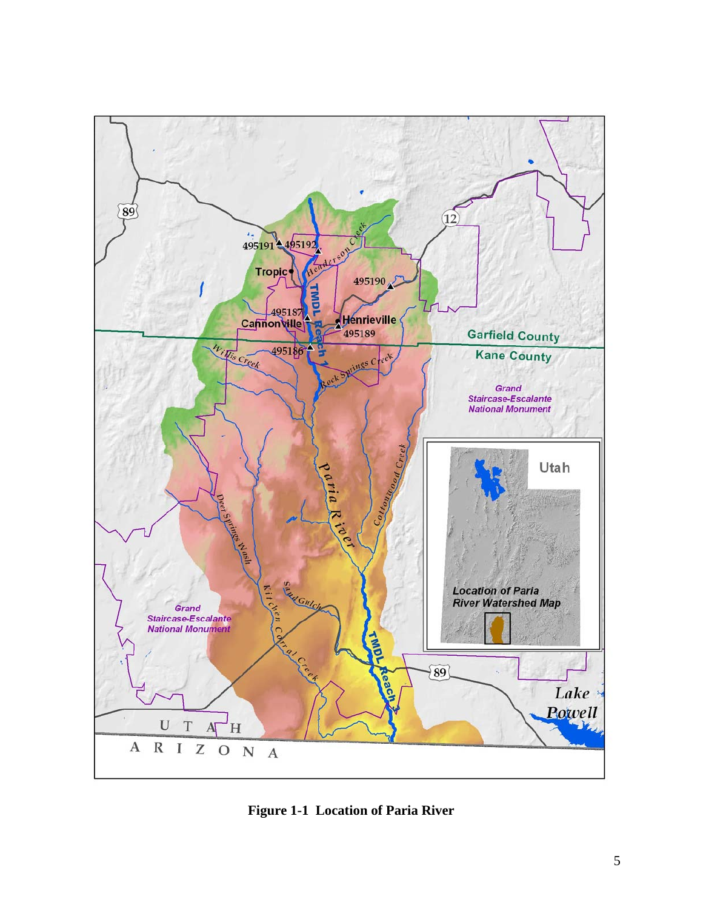**Figure 1-1 Location of Paria River**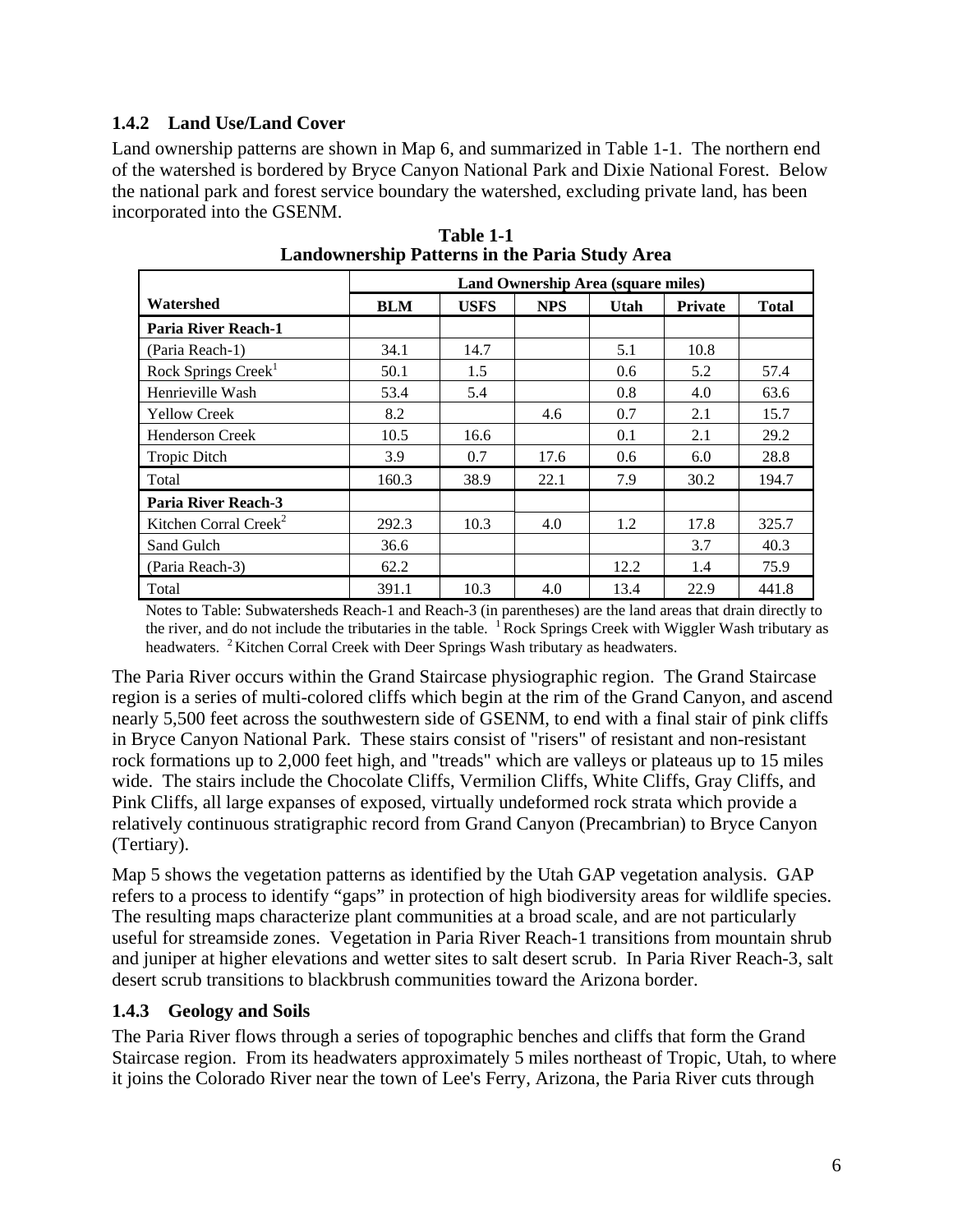### 1.4.2 Land Use/Land Cover

Land ownership patterns are shown in Map 6, and summarized in Table 1-1. The northern end of the watershed is bordered by Bryce Canyon National Park and Dixie National Forest. Below the national park and forest service boundary the watershed, excluding private land, has been incorporated into the GSENM.

**Table 1-1**
**Landownership Patterns in the Paria Study Area**

| | Land Ownership Area (square miles) | | | | | |
|---|---|---|---|---|---|---|
| **Watershed** | **BLM** | **USFS** | **NPS** | **Utah** | **Private** | **Total** |
| **Paria River Reach-1** | | | | | | |
| (Paria Reach-1) | 34.1 | 14.7 | | 5.1 | 10.8 | |
| Rock Springs Creek[1] | 50.1 | 1.5 | | 0.6 | 5.2 | 57.4 |
| Henrieville Wash | 53.4 | 5.4 | | 0.8 | 4.0 | 63.6 |
| Yellow Creek | 8.2 | | 4.6 | 0.7 | 2.1 | 15.7 |
| Henderson Creek | 10.5 | 16.6 | | 0.1 | 2.1 | 29.2 |
| Tropic Ditch | 3.9 | 0.7 | 17.6 | 0.6 | 6.0 | 28.8 |
| Total | 160.3 | 38.9 | 22.1 | 7.9 | 30.2 | 194.7 |
| **Paria River Reach-3** | | | | | | |
| Kitchen Corral Creek[2] | 292.3 | 10.3 | 4.0 | 1.2 | 17.8 | 325.7 |
| Sand Gulch | 36.6 | | | | 3.7 | 40.3 |
| (Paria Reach-3) | 62.2 | | | 12.2 | 1.4 | 75.9 |
| Total | 391.1 | 10.3 | 4.0 | 13.4 | 22.9 | 441.8 |

Notes to Table: Subwatersheds Reach-1 and Reach-3 (in parentheses) are the land areas that drain directly to the river, and do not include the tributaries in the table. [1] Rock Springs Creek with Wiggler Wash tributary as headwaters. [2] Kitchen Corral Creek with Deer Springs Wash tributary as headwaters.

The Paria River occurs within the Grand Staircase physiographic region. The Grand Staircase region is a series of multi-colored cliffs which begin at the rim of the Grand Canyon, and ascend nearly 5,500 feet across the southwestern side of GSENM, to end with a final stair of pink cliffs in Bryce Canyon National Park. These stairs consist of "risers" of resistant and non-resistant rock formations up to 2,000 feet high, and "treads" which are valleys or plateaus up to 15 miles wide. The stairs include the Chocolate Cliffs, Vermilion Cliffs, White Cliffs, Gray Cliffs, and Pink Cliffs, all large expanses of exposed, virtually undeformed rock strata which provide a relatively continuous stratigraphic record from Grand Canyon (Precambrian) to Bryce Canyon (Tertiary).

Map 5 shows the vegetation patterns as identified by the Utah GAP vegetation analysis. GAP refers to a process to identify "gaps" in protection of high biodiversity areas for wildlife species. The resulting maps characterize plant communities at a broad scale, and are not particularly useful for streamside zones. Vegetation in Paria River Reach-1 transitions from mountain shrub and juniper at higher elevations and wetter sites to salt desert scrub. In Paria River Reach-3, salt desert scrub transitions to blackbrush communities toward the Arizona border.

### 1.4.3 Geology and Soils

The Paria River flows through a series of topographic benches and cliffs that form the Grand Staircase region. From its headwaters approximately 5 miles northeast of Tropic, Utah, to where it joins the Colorado River near the town of Lee's Ferry, Arizona, the Paria River cuts through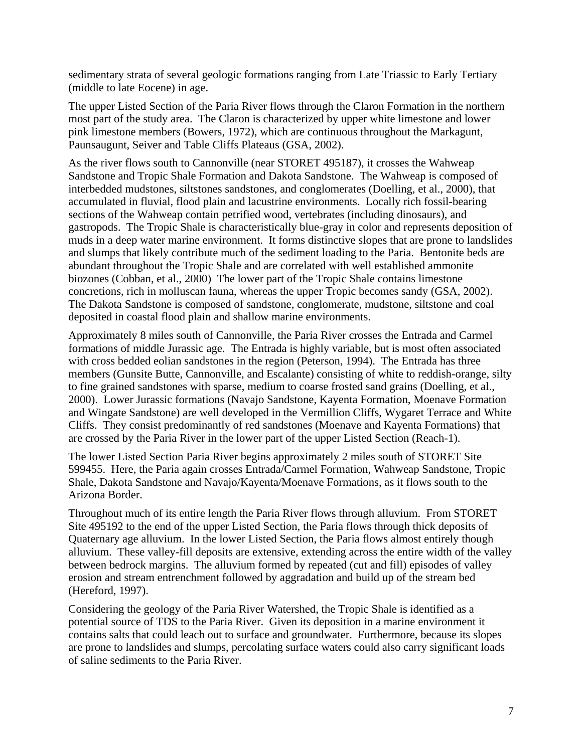sedimentary strata of several geologic formations ranging from Late Triassic to Early Tertiary (middle to late Eocene) in age.

The upper Listed Section of the Paria River flows through the Claron Formation in the northern most part of the study area. The Claron is characterized by upper white limestone and lower pink limestone members (Bowers, 1972), which are continuous throughout the Markagunt, Paunsaugunt, Seiver and Table Cliffs Plateaus (GSA, 2002).

As the river flows south to Cannonville (near STORET 495187), it crosses the Wahweap Sandstone and Tropic Shale Formation and Dakota Sandstone. The Wahweap is composed of interbedded mudstones, siltstones sandstones, and conglomerates (Doelling, et al., 2000), that accumulated in fluvial, flood plain and lacustrine environments. Locally rich fossil-bearing sections of the Wahweap contain petrified wood, vertebrates (including dinosaurs), and gastropods. The Tropic Shale is characteristically blue-gray in color and represents deposition of muds in a deep water marine environment. It forms distinctive slopes that are prone to landslides and slumps that likely contribute much of the sediment loading to the Paria. Bentonite beds are abundant throughout the Tropic Shale and are correlated with well established ammonite biozones (Cobban, et al., 2000) The lower part of the Tropic Shale contains limestone concretions, rich in molluscan fauna, whereas the upper Tropic becomes sandy (GSA, 2002). The Dakota Sandstone is composed of sandstone, conglomerate, mudstone, siltstone and coal deposited in coastal flood plain and shallow marine environments.

Approximately 8 miles south of Cannonville, the Paria River crosses the Entrada and Carmel formations of middle Jurassic age. The Entrada is highly variable, but is most often associated with cross bedded eolian sandstones in the region (Peterson, 1994). The Entrada has three members (Gunsite Butte, Cannonville, and Escalante) consisting of white to reddish-orange, silty to fine grained sandstones with sparse, medium to coarse frosted sand grains (Doelling, et al., 2000). Lower Jurassic formations (Navajo Sandstone, Kayenta Formation, Moenave Formation and Wingate Sandstone) are well developed in the Vermillion Cliffs, Wygaret Terrace and White Cliffs. They consist predominantly of red sandstones (Moenave and Kayenta Formations) that are crossed by the Paria River in the lower part of the upper Listed Section (Reach-1).

The lower Listed Section Paria River begins approximately 2 miles south of STORET Site 599455. Here, the Paria again crosses Entrada/Carmel Formation, Wahweap Sandstone, Tropic Shale, Dakota Sandstone and Navajo/Kayenta/Moenave Formations, as it flows south to the Arizona Border.

Throughout much of its entire length the Paria River flows through alluvium. From STORET Site 495192 to the end of the upper Listed Section, the Paria flows through thick deposits of Quaternary age alluvium. In the lower Listed Section, the Paria flows almost entirely though alluvium. These valley-fill deposits are extensive, extending across the entire width of the valley between bedrock margins. The alluvium formed by repeated (cut and fill) episodes of valley erosion and stream entrenchment followed by aggradation and build up of the stream bed (Hereford, 1997).

Considering the geology of the Paria River Watershed, the Tropic Shale is identified as a potential source of TDS to the Paria River. Given its deposition in a marine environment it contains salts that could leach out to surface and groundwater. Furthermore, because its slopes are prone to landslides and slumps, percolating surface waters could also carry significant loads of saline sediments to the Paria River.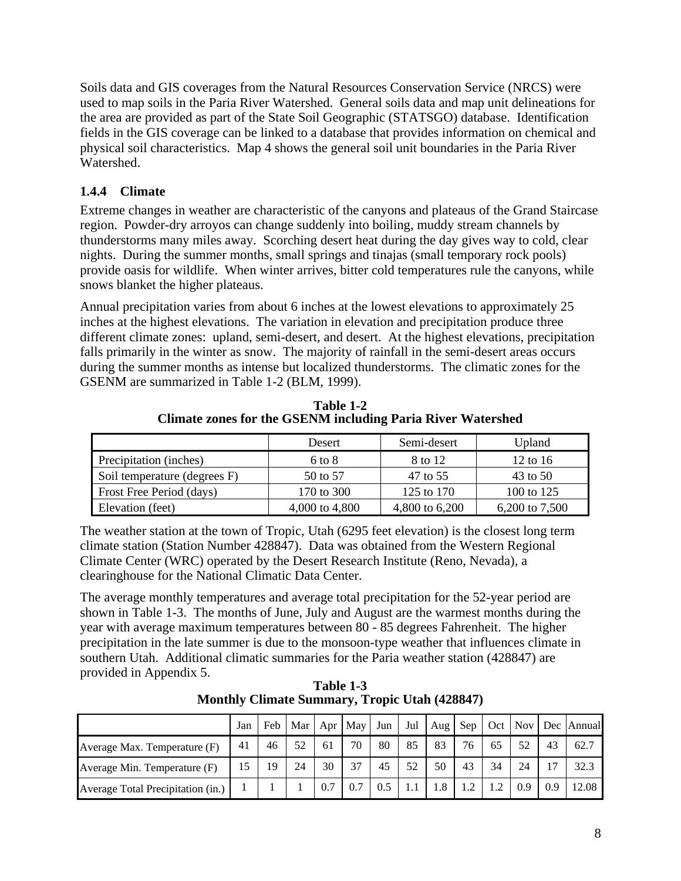Soils data and GIS coverages from the Natural Resources Conservation Service (NRCS) were used to map soils in the Paria River Watershed. General soils data and map unit delineations for the area are provided as part of the State Soil Geographic (STATSGO) database. Identification fields in the GIS coverage can be linked to a database that provides information on chemical and physical soil characteristics. Map 4 shows the general soil unit boundaries in the Paria River Watershed.

### 1.4.4 Climate

Extreme changes in weather are characteristic of the canyons and plateaus of the Grand Staircase region. Powder-dry arroyos can change suddenly into boiling, muddy stream channels by thunderstorms many miles away. Scorching desert heat during the day gives way to cold, clear nights. During the summer months, small springs and tinajas (small temporary rock pools) provide oasis for wildlife. When winter arrives, bitter cold temperatures rule the canyons, while snows blanket the higher plateaus.

Annual precipitation varies from about 6 inches at the lowest elevations to approximately 25 inches at the highest elevations. The variation in elevation and precipitation produce three different climate zones: upland, semi-desert, and desert. At the highest elevations, precipitation falls primarily in the winter as snow. The majority of rainfall in the semi-desert areas occurs during the summer months as intense but localized thunderstorms. The climatic zones for the GSENM are summarized in Table 1-2 (BLM, 1999).

**Table 1-2**
**Climate zones for the GSENM including Paria River Watershed**

| | Desert | Semi-desert | Upland |
|---|---|---|---|
| Precipitation (inches) | 6 to 8 | 8 to 12 | 12 to 16 |
| Soil temperature (degrees F) | 50 to 57 | 47 to 55 | 43 to 50 |
| Frost Free Period (days) | 170 to 300 | 125 to 170 | 100 to 125 |
| Elevation (feet) | 4,000 to 4,800 | 4,800 to 6,200 | 6,200 to 7,500 |

The weather station at the town of Tropic, Utah (6295 feet elevation) is the closest long term climate station (Station Number 428847). Data was obtained from the Western Regional Climate Center (WRC) operated by the Desert Research Institute (Reno, Nevada), a clearinghouse for the National Climatic Data Center.

The average monthly temperatures and average total precipitation for the 52-year period are shown in Table 1-3. The months of June, July and August are the warmest months during the year with average maximum temperatures between 80 - 85 degrees Fahrenheit. The higher precipitation in the late summer is due to the monsoon-type weather that influences climate in southern Utah. Additional climatic summaries for the Paria weather station (428847) are provided in Appendix 5.

**Table 1-3**
**Monthly Climate Summary, Tropic Utah (428847)**

| | Jan | Feb | Mar | Apr | May | Jun | Jul | Aug | Sep | Oct | Nov | Dec | Annual |
|---|---|---|---|---|---|---|---|---|---|---|---|---|---|
| Average Max. Temperature (F) | 41 | 46 | 52 | 61 | 70 | 80 | 85 | 83 | 76 | 65 | 52 | 43 | 62.7 |
| Average Min. Temperature (F) | 15 | 19 | 24 | 30 | 37 | 45 | 52 | 50 | 43 | 34 | 24 | 17 | 32.3 |
| Average Total Precipitation (in.) | 1 | 1 | 1 | 0.7 | 0.7 | 0.5 | 1.1 | 1.8 | 1.2 | 1.2 | 0.9 | 0.9 | 12.08 |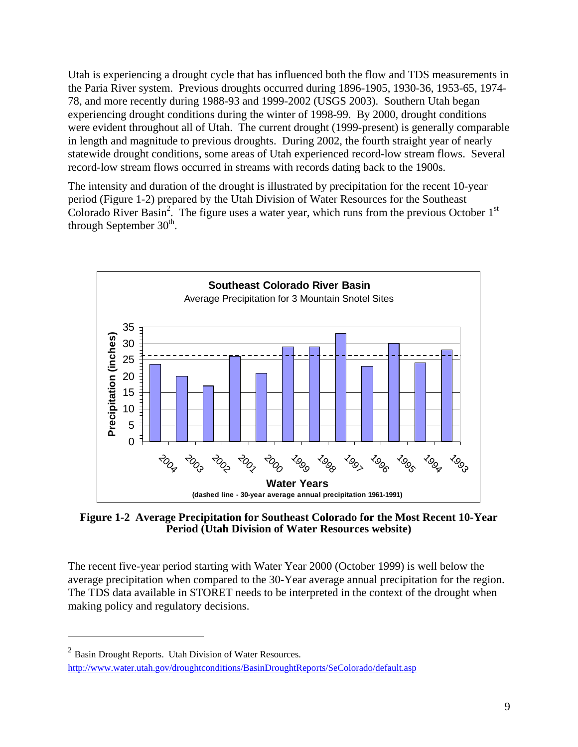Utah is experiencing a drought cycle that has influenced both the flow and TDS measurements in the Paria River system. Previous droughts occurred during 1896-1905, 1930-36, 1953-65, 1974-78, and more recently during 1988-93 and 1999-2002 (USGS 2003). Southern Utah began experiencing drought conditions during the winter of 1998-99. By 2000, drought conditions were evident throughout all of Utah. The current drought (1999-present) is generally comparable in length and magnitude to previous droughts. During 2002, the fourth straight year of nearly statewide drought conditions, some areas of Utah experienced record-low stream flows. Several record-low stream flows occurred in streams with records dating back to the 1900s.

The intensity and duration of the drought is illustrated by precipitation for the recent 10-year period (Figure 1-2) prepared by the Utah Division of Water Resources for the Southeast Colorado River Basin[2]. The figure uses a water year, which runs from the previous October 1st through September 30th.

**Figure 1-2 Average Precipitation for Southeast Colorado for the Most Recent 10-Year Period (Utah Division of Water Resources website)**

The recent five-year period starting with Water Year 2000 (October 1999) is well below the average precipitation when compared to the 30-Year average annual precipitation for the region. The TDS data available in STORET needs to be interpreted in the context of the drought when making policy and regulatory decisions.

---

[2] Basin Drought Reports. Utah Division of Water Resources. http://www.water.utah.gov/droughtconditions/BasinDroughtReports/SeColorado/default.asp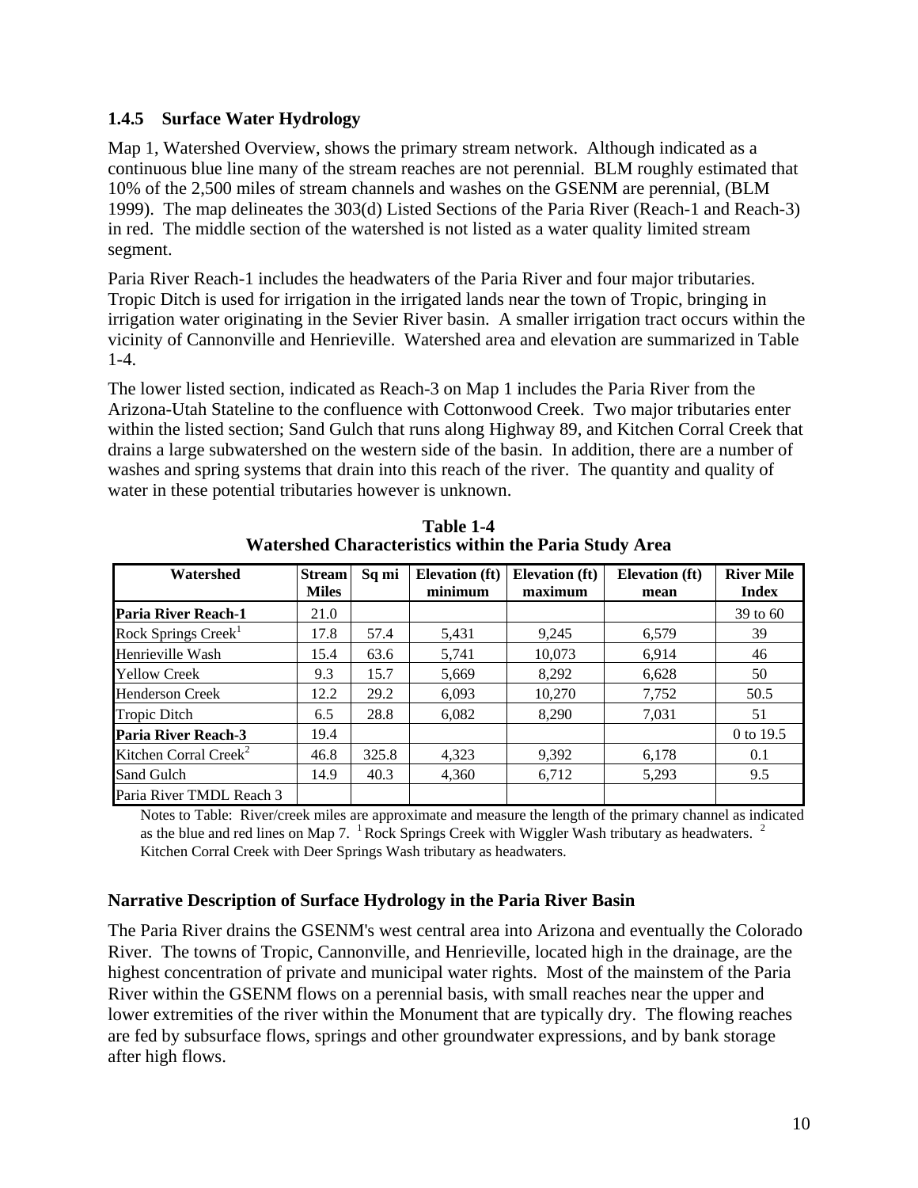### 1.4.5 Surface Water Hydrology

Map 1, Watershed Overview, shows the primary stream network. Although indicated as a continuous blue line many of the stream reaches are not perennial. BLM roughly estimated that 10% of the 2,500 miles of stream channels and washes on the GSENM are perennial, (BLM 1999). The map delineates the 303(d) Listed Sections of the Paria River (Reach-1 and Reach-3) in red. The middle section of the watershed is not listed as a water quality limited stream segment.

Paria River Reach-1 includes the headwaters of the Paria River and four major tributaries. Tropic Ditch is used for irrigation in the irrigated lands near the town of Tropic, bringing in irrigation water originating in the Sevier River basin. A smaller irrigation tract occurs within the vicinity of Cannonville and Henrieville. Watershed area and elevation are summarized in Table 1-4.

The lower listed section, indicated as Reach-3 on Map 1 includes the Paria River from the Arizona-Utah Stateline to the confluence with Cottonwood Creek. Two major tributaries enter within the listed section; Sand Gulch that runs along Highway 89, and Kitchen Corral Creek that drains a large subwatershed on the western side of the basin. In addition, there are a number of washes and spring systems that drain into this reach of the river. The quantity and quality of water in these potential tributaries however is unknown.

**Table 1-4**
**Watershed Characteristics within the Paria Study Area**

| Watershed | Stream Miles | Sq mi | Elevation (ft) minimum | Elevation (ft) maximum | Elevation (ft) mean | River Mile Index |
|---|---|---|---|---|---|---|
| **Paria River Reach-1** | 21.0 | | | | | 39 to 60 |
| Rock Springs Creek[1] | 17.8 | 57.4 | 5,431 | 9,245 | 6,579 | 39 |
| Henrieville Wash | 15.4 | 63.6 | 5,741 | 10,073 | 6,914 | 46 |
| Yellow Creek | 9.3 | 15.7 | 5,669 | 8,292 | 6,628 | 50 |
| Henderson Creek | 12.2 | 29.2 | 6,093 | 10,270 | 7,752 | 50.5 |
| Tropic Ditch | 6.5 | 28.8 | 6,082 | 8,290 | 7,031 | 51 |
| **Paria River Reach-3** | 19.4 | | | | | 0 to 19.5 |
| Kitchen Corral Creek[2] | 46.8 | 325.8 | 4,323 | 9,392 | 6,178 | 0.1 |
| Sand Gulch | 14.9 | 40.3 | 4,360 | 6,712 | 5,293 | 9.5 |
| Paria River TMDL Reach 3 | | | | | | |

Notes to Table: River/creek miles are approximate and measure the length of the primary channel as indicated as the blue and red lines on Map 7. [1] Rock Springs Creek with Wiggler Wash tributary as headwaters. [2] Kitchen Corral Creek with Deer Springs Wash tributary as headwaters.

### Narrative Description of Surface Hydrology in the Paria River Basin

The Paria River drains the GSENM's west central area into Arizona and eventually the Colorado River. The towns of Tropic, Cannonville, and Henrieville, located high in the drainage, are the highest concentration of private and municipal water rights. Most of the mainstem of the Paria River within the GSENM flows on a perennial basis, with small reaches near the upper and lower extremities of the river within the Monument that are typically dry. The flowing reaches are fed by subsurface flows, springs and other groundwater expressions, and by bank storage after high flows.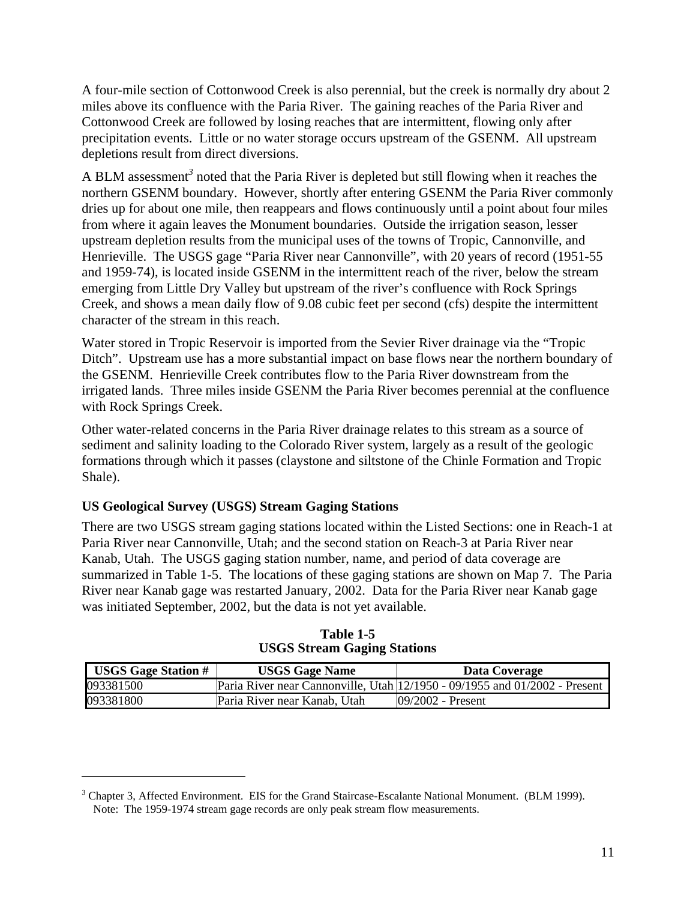A four-mile section of Cottonwood Creek is also perennial, but the creek is normally dry about 2 miles above its confluence with the Paria River. The gaining reaches of the Paria River and Cottonwood Creek are followed by losing reaches that are intermittent, flowing only after precipitation events. Little or no water storage occurs upstream of the GSENM. All upstream depletions result from direct diversions.

A BLM assessment[3] noted that the Paria River is depleted but still flowing when it reaches the northern GSENM boundary. However, shortly after entering GSENM the Paria River commonly dries up for about one mile, then reappears and flows continuously until a point about four miles from where it again leaves the Monument boundaries. Outside the irrigation season, lesser upstream depletion results from the municipal uses of the towns of Tropic, Cannonville, and Henrieville. The USGS gage "Paria River near Cannonville", with 20 years of record (1951-55 and 1959-74), is located inside GSENM in the intermittent reach of the river, below the stream emerging from Little Dry Valley but upstream of the river's confluence with Rock Springs Creek, and shows a mean daily flow of 9.08 cubic feet per second (cfs) despite the intermittent character of the stream in this reach.

Water stored in Tropic Reservoir is imported from the Sevier River drainage via the "Tropic Ditch". Upstream use has a more substantial impact on base flows near the northern boundary of the GSENM. Henrieville Creek contributes flow to the Paria River downstream from the irrigated lands. Three miles inside GSENM the Paria River becomes perennial at the confluence with Rock Springs Creek.

Other water-related concerns in the Paria River drainage relates to this stream as a source of sediment and salinity loading to the Colorado River system, largely as a result of the geologic formations through which it passes (claystone and siltstone of the Chinle Formation and Tropic Shale).

### US Geological Survey (USGS) Stream Gaging Stations

There are two USGS stream gaging stations located within the Listed Sections: one in Reach-1 at Paria River near Cannonville, Utah; and the second station on Reach-3 at Paria River near Kanab, Utah. The USGS gaging station number, name, and period of data coverage are summarized in Table 1-5. The locations of these gaging stations are shown on Map 7. The Paria River near Kanab gage was restarted January, 2002. Data for the Paria River near Kanab gage was initiated September, 2002, but the data is not yet available.

**Table 1-5**
**USGS Stream Gaging Stations**

| USGS Gage Station # | USGS Gage Name | Data Coverage |
|---|---|---|
| 093381500 | Paria River near Cannonville, Utah | 12/1950 - 09/1955 and 01/2002 - Present |
| 093381800 | Paria River near Kanab, Utah | 09/2002 - Present |

---

[3] Chapter 3, Affected Environment. EIS for the Grand Staircase-Escalante National Monument. (BLM 1999). Note: The 1959-1974 stream gage records are only peak stream flow measurements.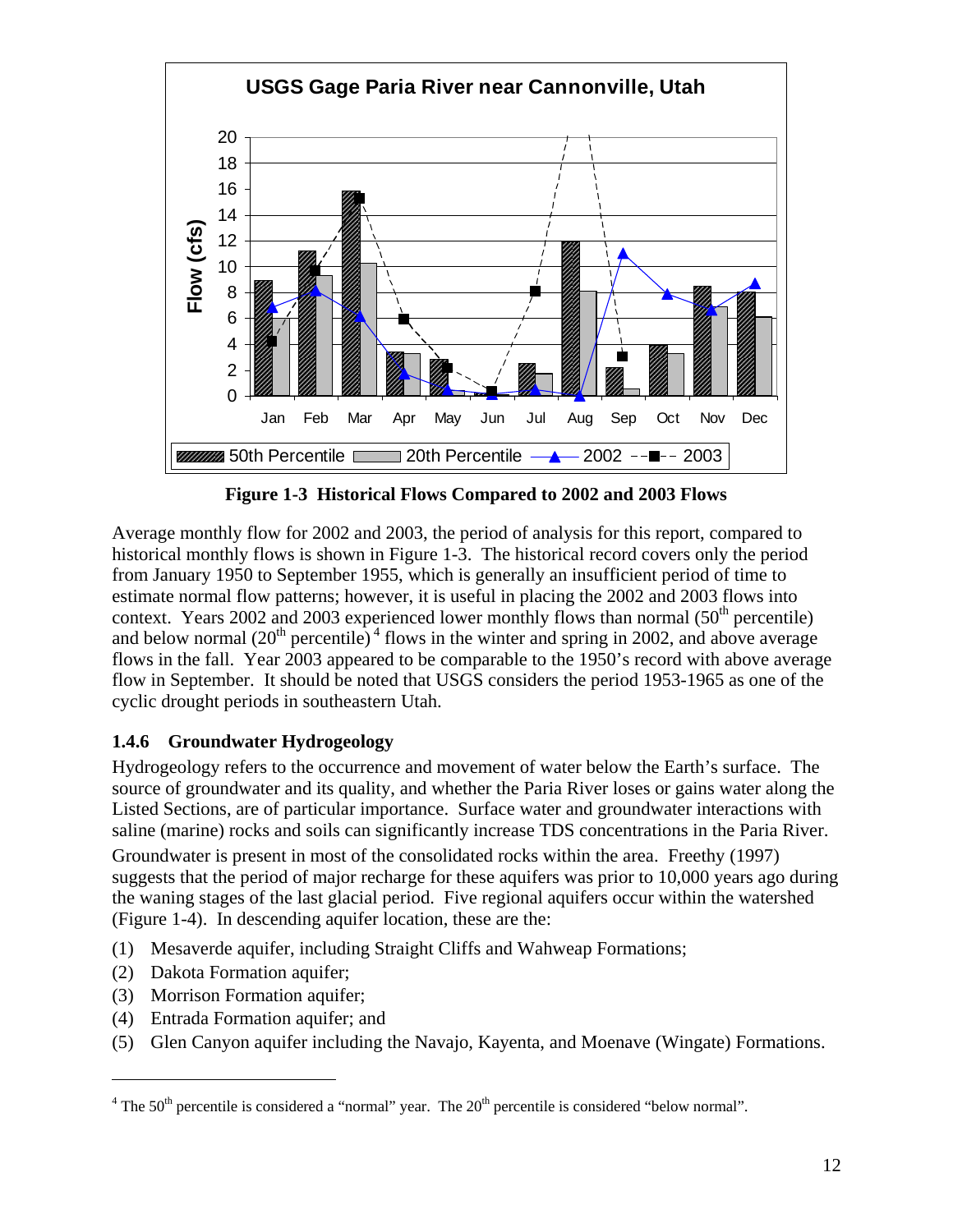**Figure 1-3 Historical Flows Compared to 2002 and 2003 Flows**

Average monthly flow for 2002 and 2003, the period of analysis for this report, compared to historical monthly flows is shown in Figure 1-3. The historical record covers only the period from January 1950 to September 1955, which is generally an insufficient period of time to estimate normal flow patterns; however, it is useful in placing the 2002 and 2003 flows into context. Years 2002 and 2003 experienced lower monthly flows than normal (50th percentile) and below normal (20th percentile) [4] flows in the winter and spring in 2002, and above average flows in the fall. Year 2003 appeared to be comparable to the 1950's record with above average flow in September. It should be noted that USGS considers the period 1953-1965 as one of the cyclic drought periods in southeastern Utah.

### 1.4.6 Groundwater Hydrogeology

Hydrogeology refers to the occurrence and movement of water below the Earth's surface. The source of groundwater and its quality, and whether the Paria River loses or gains water along the Listed Sections, are of particular importance. Surface water and groundwater interactions with saline (marine) rocks and soils can significantly increase TDS concentrations in the Paria River.

Groundwater is present in most of the consolidated rocks within the area. Freethy (1997) suggests that the period of major recharge for these aquifers was prior to 10,000 years ago during the waning stages of the last glacial period. Five regional aquifers occur within the watershed (Figure 1-4). In descending aquifer location, these are the:

(1) Mesaverde aquifer, including Straight Cliffs and Wahweap Formations;
(2) Dakota Formation aquifer;
(3) Morrison Formation aquifer;
(4) Entrada Formation aquifer; and
(5) Glen Canyon aquifer including the Navajo, Kayenta, and Moenave (Wingate) Formations.

[4] The 50th percentile is considered a "normal" year. The 20th percentile is considered "below normal".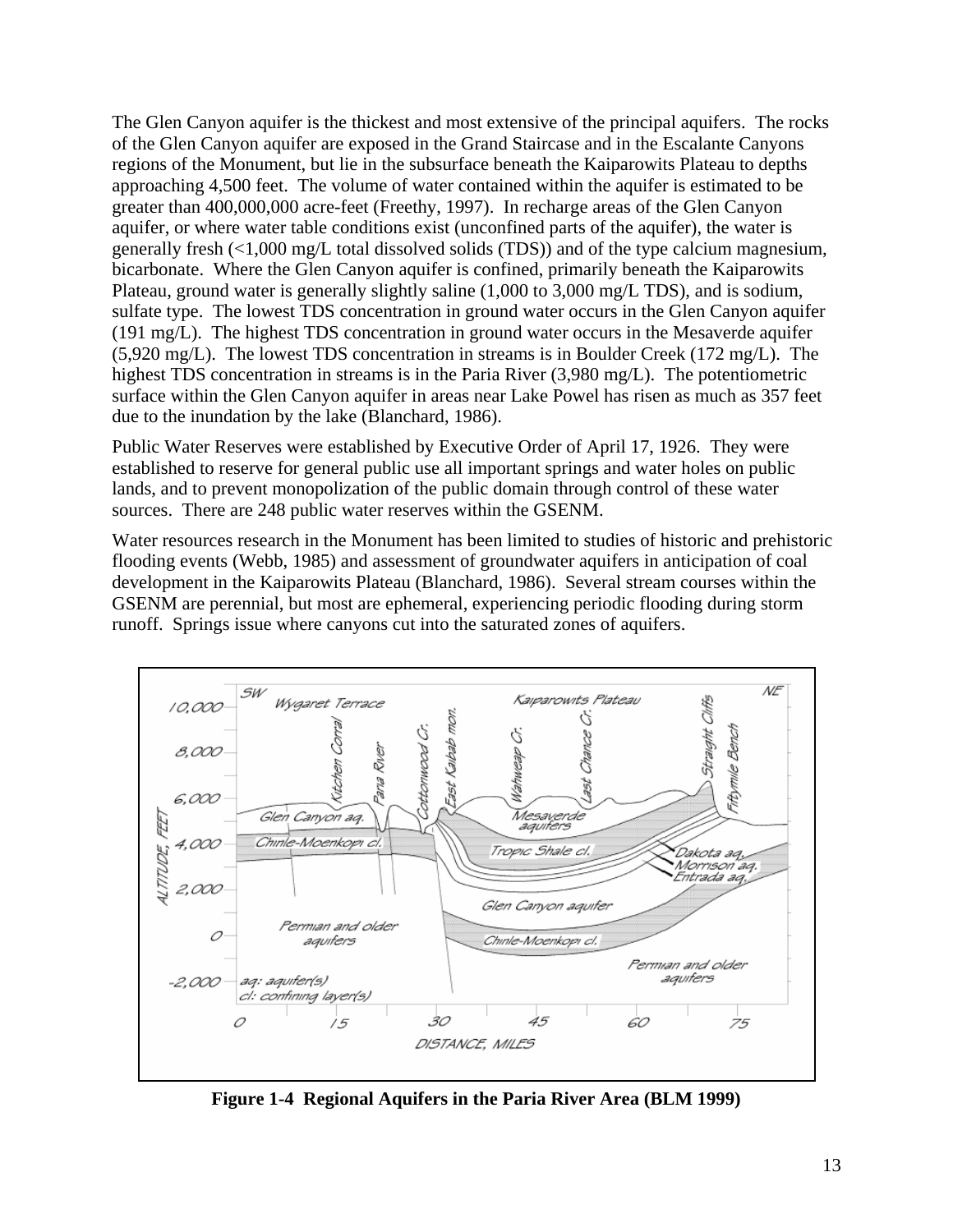The Glen Canyon aquifer is the thickest and most extensive of the principal aquifers. The rocks of the Glen Canyon aquifer are exposed in the Grand Staircase and in the Escalante Canyons regions of the Monument, but lie in the subsurface beneath the Kaiparowits Plateau to depths approaching 4,500 feet. The volume of water contained within the aquifer is estimated to be greater than 400,000,000 acre-feet (Freethy, 1997). In recharge areas of the Glen Canyon aquifer, or where water table conditions exist (unconfined parts of the aquifer), the water is generally fresh (<1,000 mg/L total dissolved solids (TDS)) and of the type calcium magnesium, bicarbonate. Where the Glen Canyon aquifer is confined, primarily beneath the Kaiparowits Plateau, ground water is generally slightly saline (1,000 to 3,000 mg/L TDS), and is sodium, sulfate type. The lowest TDS concentration in ground water occurs in the Glen Canyon aquifer (191 mg/L). The highest TDS concentration in ground water occurs in the Mesaverde aquifer (5,920 mg/L). The lowest TDS concentration in streams is in Boulder Creek (172 mg/L). The highest TDS concentration in streams is in the Paria River (3,980 mg/L). The potentiometric surface within the Glen Canyon aquifer in areas near Lake Powel has risen as much as 357 feet due to the inundation by the lake (Blanchard, 1986).

Public Water Reserves were established by Executive Order of April 17, 1926. They were established to reserve for general public use all important springs and water holes on public lands, and to prevent monopolization of the public domain through control of these water sources. There are 248 public water reserves within the GSENM.

Water resources research in the Monument has been limited to studies of historic and prehistoric flooding events (Webb, 1985) and assessment of groundwater aquifers in anticipation of coal development in the Kaiparowits Plateau (Blanchard, 1986). Several stream courses within the GSENM are perennial, but most are ephemeral, experiencing periodic flooding during storm runoff. Springs issue where canyons cut into the saturated zones of aquifers.

**Figure 1-4 Regional Aquifers in the Paria River Area (BLM 1999)**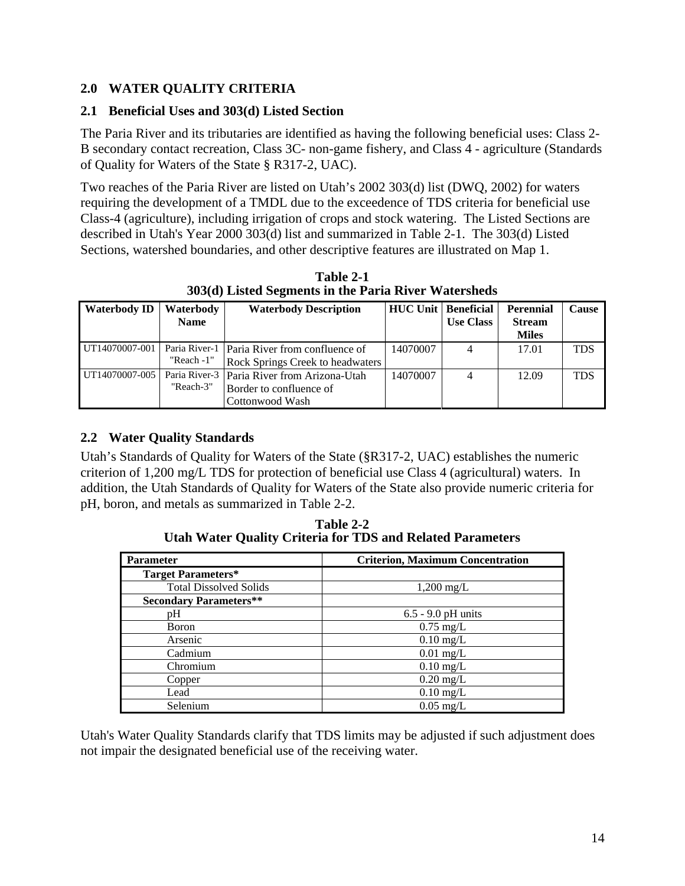## 2.0 WATER QUALITY CRITERIA

### 2.1 Beneficial Uses and 303(d) Listed Section

The Paria River and its tributaries are identified as having the following beneficial uses: Class 2-B secondary contact recreation, Class 3C- non-game fishery, and Class 4 - agriculture (Standards of Quality for Waters of the State § R317-2, UAC).

Two reaches of the Paria River are listed on Utah's 2002 303(d) list (DWQ, 2002) for waters requiring the development of a TMDL due to the exceedence of TDS criteria for beneficial use Class-4 (agriculture), including irrigation of crops and stock watering. The Listed Sections are described in Utah's Year 2000 303(d) list and summarized in Table 2-1. The 303(d) Listed Sections, watershed boundaries, and other descriptive features are illustrated on Map 1.

**Table 2-1**
**303(d) Listed Segments in the Paria River Watersheds**

| Waterbody ID | Waterbody Name | Waterbody Description | HUC Unit | Beneficial Use Class | Perennial Stream Miles | Cause |
|---|---|---|---|---|---|---|
| UT14070007-001 | Paria River-1 "Reach -1" | Paria River from confluence of Rock Springs Creek to headwaters | 14070007 | 4 | 17.01 | TDS |
| UT14070007-005 | Paria River-3 "Reach-3" | Paria River from Arizona-Utah Border to confluence of Cottonwood Wash | 14070007 | 4 | 12.09 | TDS |

### 2.2 Water Quality Standards

Utah's Standards of Quality for Waters of the State (§R317-2, UAC) establishes the numeric criterion of 1,200 mg/L TDS for protection of beneficial use Class 4 (agricultural) waters. In addition, the Utah Standards of Quality for Waters of the State also provide numeric criteria for pH, boron, and metals as summarized in Table 2-2.

**Table 2-2**
**Utah Water Quality Criteria for TDS and Related Parameters**

| Parameter | Criterion, Maximum Concentration |
|---|---|
| **Target Parameters*** | |
| Total Dissolved Solids | 1,200 mg/L |
| **Secondary Parameters**** | |
| pH | 6.5 - 9.0 pH units |
| Boron | 0.75 mg/L |
| Arsenic | 0.10 mg/L |
| Cadmium | 0.01 mg/L |
| Chromium | 0.10 mg/L |
| Copper | 0.20 mg/L |
| Lead | 0.10 mg/L |
| Selenium | 0.05 mg/L |

Utah's Water Quality Standards clarify that TDS limits may be adjusted if such adjustment does not impair the designated beneficial use of the receiving water.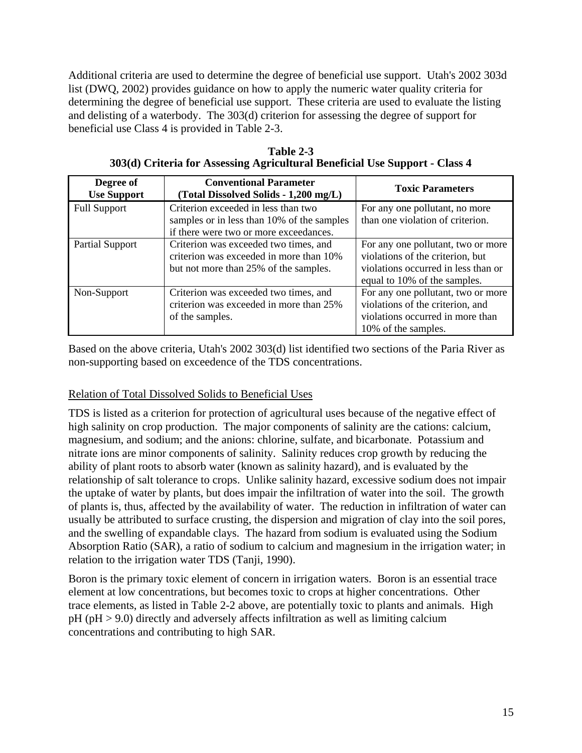Additional criteria are used to determine the degree of beneficial use support. Utah's 2002 303d list (DWQ, 2002) provides guidance on how to apply the numeric water quality criteria for determining the degree of beneficial use support. These criteria are used to evaluate the listing and delisting of a waterbody. The 303(d) criterion for assessing the degree of support for beneficial use Class 4 is provided in Table 2-3.

**Table 2-3**
**303(d) Criteria for Assessing Agricultural Beneficial Use Support - Class 4**

| Degree of Use Support | Conventional Parameter (Total Dissolved Solids - 1,200 mg/L) | Toxic Parameters |
|---|---|---|
| Full Support | Criterion exceeded in less than two samples or in less than 10% of the samples if there were two or more exceedances. | For any one pollutant, no more than one violation of criterion. |
| Partial Support | Criterion was exceeded two times, and criterion was exceeded in more than 10% but not more than 25% of the samples. | For any one pollutant, two or more violations of the criterion, but violations occurred in less than or equal to 10% of the samples. |
| Non-Support | Criterion was exceeded two times, and criterion was exceeded in more than 25% of the samples. | For any one pollutant, two or more violations of the criterion, and violations occurred in more than 10% of the samples. |

Based on the above criteria, Utah's 2002 303(d) list identified two sections of the Paria River as non-supporting based on exceedence of the TDS concentrations.

<u>Relation of Total Dissolved Solids to Beneficial Uses</u>

TDS is listed as a criterion for protection of agricultural uses because of the negative effect of high salinity on crop production. The major components of salinity are the cations: calcium, magnesium, and sodium; and the anions: chlorine, sulfate, and bicarbonate. Potassium and nitrate ions are minor components of salinity. Salinity reduces crop growth by reducing the ability of plant roots to absorb water (known as salinity hazard), and is evaluated by the relationship of salt tolerance to crops. Unlike salinity hazard, excessive sodium does not impair the uptake of water by plants, but does impair the infiltration of water into the soil. The growth of plants is, thus, affected by the availability of water. The reduction in infiltration of water can usually be attributed to surface crusting, the dispersion and migration of clay into the soil pores, and the swelling of expandable clays. The hazard from sodium is evaluated using the Sodium Absorption Ratio (SAR), a ratio of sodium to calcium and magnesium in the irrigation water; in relation to the irrigation water TDS (Tanji, 1990).

Boron is the primary toxic element of concern in irrigation waters. Boron is an essential trace element at low concentrations, but becomes toxic to crops at higher concentrations. Other trace elements, as listed in Table 2-2 above, are potentially toxic to plants and animals. High pH (pH > 9.0) directly and adversely affects infiltration as well as limiting calcium concentrations and contributing to high SAR.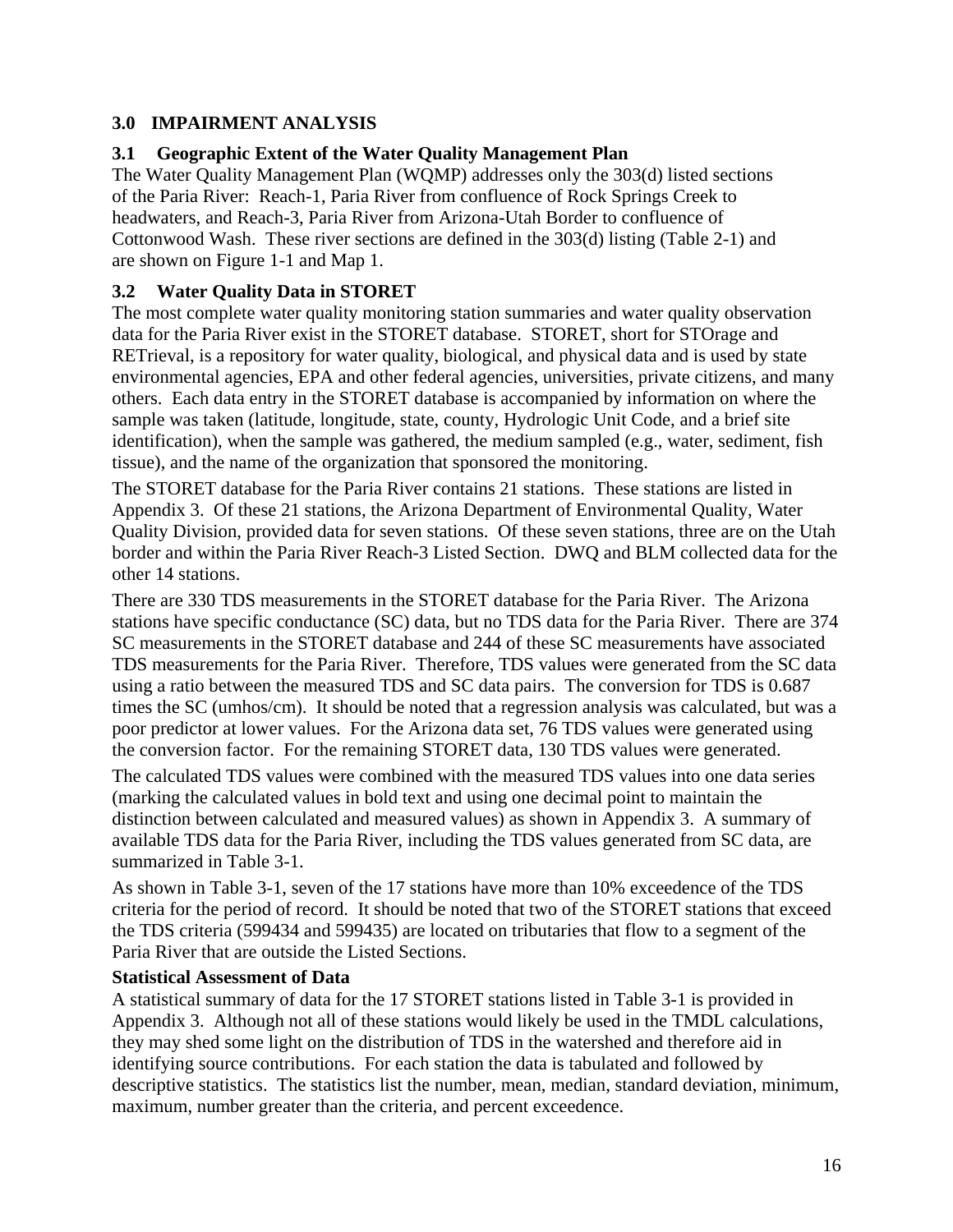## 3.0 IMPAIRMENT ANALYSIS

### 3.1 Geographic Extent of the Water Quality Management Plan

The Water Quality Management Plan (WQMP) addresses only the 303(d) listed sections of the Paria River: Reach-1, Paria River from confluence of Rock Springs Creek to headwaters, and Reach-3, Paria River from Arizona-Utah Border to confluence of Cottonwood Wash. These river sections are defined in the 303(d) listing (Table 2-1) and are shown on Figure 1-1 and Map 1.

### 3.2 Water Quality Data in STORET

The most complete water quality monitoring station summaries and water quality observation data for the Paria River exist in the STORET database. STORET, short for STOrage and RETrieval, is a repository for water quality, biological, and physical data and is used by state environmental agencies, EPA and other federal agencies, universities, private citizens, and many others. Each data entry in the STORET database is accompanied by information on where the sample was taken (latitude, longitude, state, county, Hydrologic Unit Code, and a brief site identification), when the sample was gathered, the medium sampled (e.g., water, sediment, fish tissue), and the name of the organization that sponsored the monitoring.

The STORET database for the Paria River contains 21 stations. These stations are listed in Appendix 3. Of these 21 stations, the Arizona Department of Environmental Quality, Water Quality Division, provided data for seven stations. Of these seven stations, three are on the Utah border and within the Paria River Reach-3 Listed Section. DWQ and BLM collected data for the other 14 stations.

There are 330 TDS measurements in the STORET database for the Paria River. The Arizona stations have specific conductance (SC) data, but no TDS data for the Paria River. There are 374 SC measurements in the STORET database and 244 of these SC measurements have associated TDS measurements for the Paria River. Therefore, TDS values were generated from the SC data using a ratio between the measured TDS and SC data pairs. The conversion for TDS is 0.687 times the SC (umhos/cm). It should be noted that a regression analysis was calculated, but was a poor predictor at lower values. For the Arizona data set, 76 TDS values were generated using the conversion factor. For the remaining STORET data, 130 TDS values were generated.

The calculated TDS values were combined with the measured TDS values into one data series (marking the calculated values in bold text and using one decimal point to maintain the distinction between calculated and measured values) as shown in Appendix 3. A summary of available TDS data for the Paria River, including the TDS values generated from SC data, are summarized in Table 3-1.

As shown in Table 3-1, seven of the 17 stations have more than 10% exceedence of the TDS criteria for the period of record. It should be noted that two of the STORET stations that exceed the TDS criteria (599434 and 599435) are located on tributaries that flow to a segment of the Paria River that are outside the Listed Sections.

**Statistical Assessment of Data**

A statistical summary of data for the 17 STORET stations listed in Table 3-1 is provided in Appendix 3. Although not all of these stations would likely be used in the TMDL calculations, they may shed some light on the distribution of TDS in the watershed and therefore aid in identifying source contributions. For each station the data is tabulated and followed by descriptive statistics. The statistics list the number, mean, median, standard deviation, minimum, maximum, number greater than the criteria, and percent exceedence.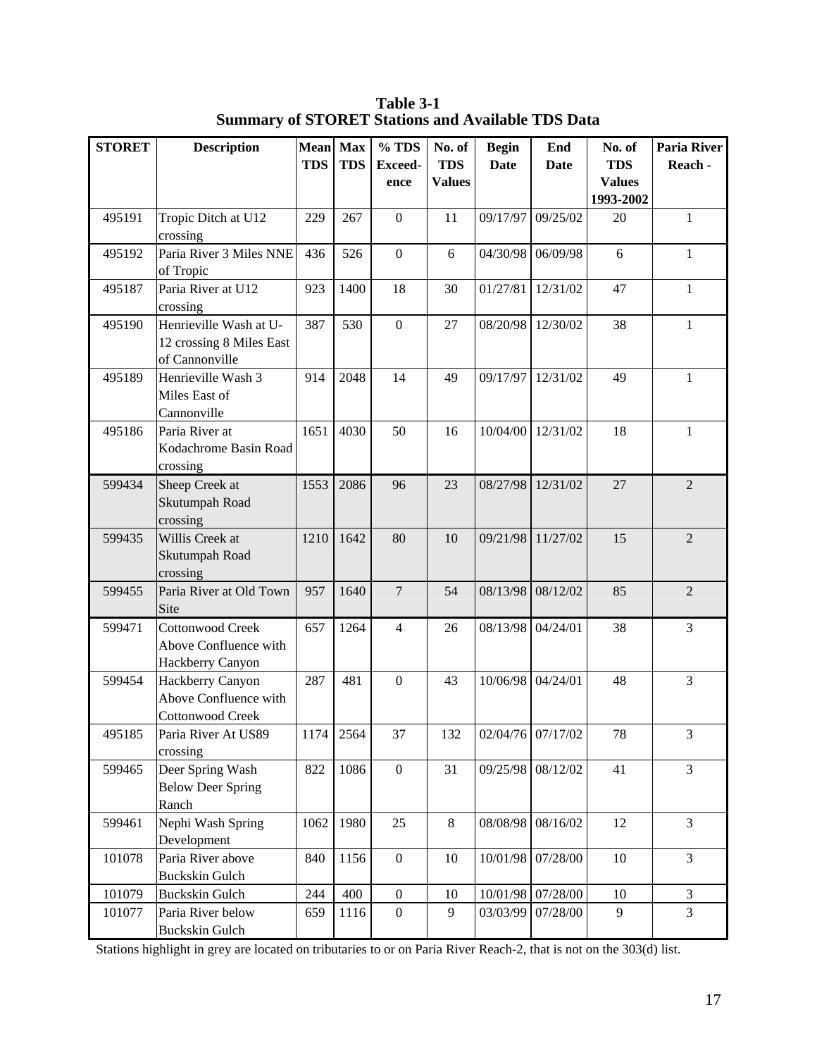**Table 3-1**
**Summary of STORET Stations and Available TDS Data**

| STORET | Description | Mean TDS | Max TDS | % TDS Exceed-ence | No. of TDS Values | Begin Date | End Date | No. of TDS Values 1993-2002 | Paria River Reach - |
|---|---|---|---|---|---|---|---|---|---|
| 495191 | Tropic Ditch at U12 crossing | 229 | 267 | 0 | 11 | 09/17/97 | 09/25/02 | 20 | 1 |
| 495192 | Paria River 3 Miles NNE of Tropic | 436 | 526 | 0 | 6 | 04/30/98 | 06/09/98 | 6 | 1 |
| 495187 | Paria River at U12 crossing | 923 | 1400 | 18 | 30 | 01/27/81 | 12/31/02 | 47 | 1 |
| 495190 | Henrieville Wash at U-12 crossing 8 Miles East of Cannonville | 387 | 530 | 0 | 27 | 08/20/98 | 12/30/02 | 38 | 1 |
| 495189 | Henrieville Wash 3 Miles East of Cannonville | 914 | 2048 | 14 | 49 | 09/17/97 | 12/31/02 | 49 | 1 |
| 495186 | Paria River at Kodachrome Basin Road crossing | 1651 | 4030 | 50 | 16 | 10/04/00 | 12/31/02 | 18 | 1 |
| 599434 | Sheep Creek at Skutumpah Road crossing | 1553 | 2086 | 96 | 23 | 08/27/98 | 12/31/02 | 27 | 2 |
| 599435 | Willis Creek at Skutumpah Road crossing | 1210 | 1642 | 80 | 10 | 09/21/98 | 11/27/02 | 15 | 2 |
| 599455 | Paria River at Old Town Site | 957 | 1640 | 7 | 54 | 08/13/98 | 08/12/02 | 85 | 2 |
| 599471 | Cottonwood Creek Above Confluence with Hackberry Canyon | 657 | 1264 | 4 | 26 | 08/13/98 | 04/24/01 | 38 | 3 |
| 599454 | Hackberry Canyon Above Confluence with Cottonwood Creek | 287 | 481 | 0 | 43 | 10/06/98 | 04/24/01 | 48 | 3 |
| 495185 | Paria River At US89 crossing | 1174 | 2564 | 37 | 132 | 02/04/76 | 07/17/02 | 78 | 3 |
| 599465 | Deer Spring Wash Below Deer Spring Ranch | 822 | 1086 | 0 | 31 | 09/25/98 | 08/12/02 | 41 | 3 |
| 599461 | Nephi Wash Spring Development | 1062 | 1980 | 25 | 8 | 08/08/98 | 08/16/02 | 12 | 3 |
| 101078 | Paria River above Buckskin Gulch | 840 | 1156 | 0 | 10 | 10/01/98 | 07/28/00 | 10 | 3 |
| 101079 | Buckskin Gulch | 244 | 400 | 0 | 10 | 10/01/98 | 07/28/00 | 10 | 3 |
| 101077 | Paria River below Buckskin Gulch | 659 | 1116 | 0 | 9 | 03/03/99 | 07/28/00 | 9 | 3 |

Stations highlight in grey are located on tributaries to or on Paria River Reach-2, that is not on the 303(d) list.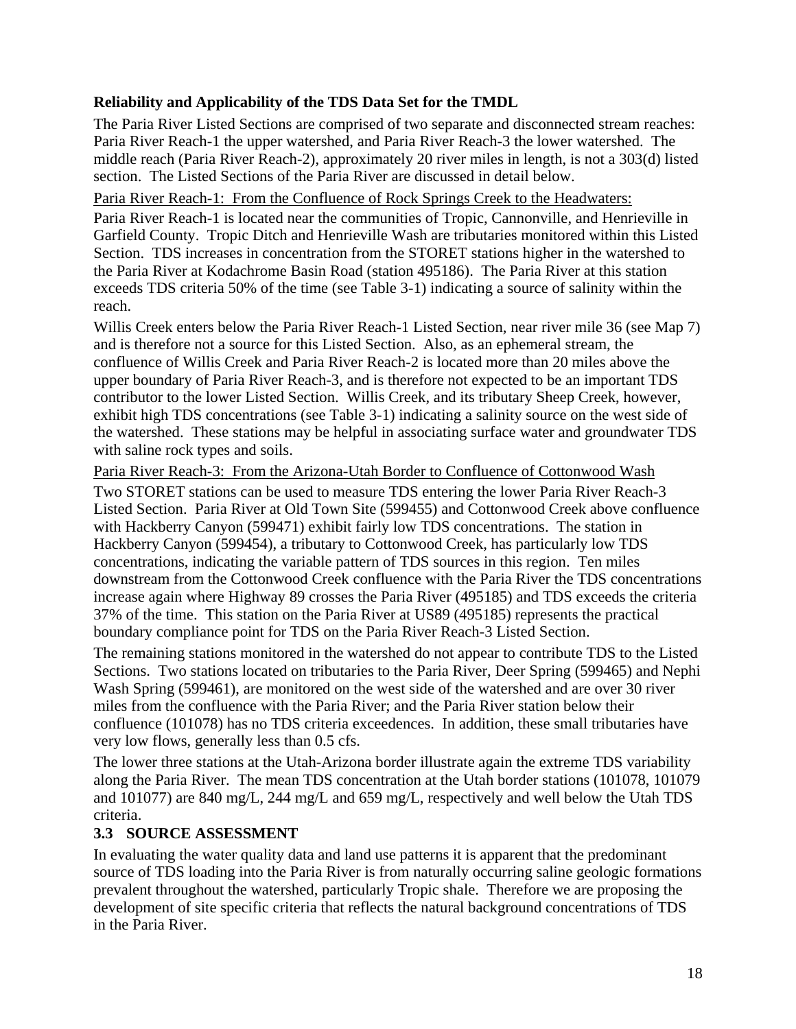**Reliability and Applicability of the TDS Data Set for the TMDL**

The Paria River Listed Sections are comprised of two separate and disconnected stream reaches: Paria River Reach-1 the upper watershed, and Paria River Reach-3 the lower watershed. The middle reach (Paria River Reach-2), approximately 20 river miles in length, is not a 303(d) listed section. The Listed Sections of the Paria River are discussed in detail below.

<u>Paria River Reach-1: From the Confluence of Rock Springs Creek to the Headwaters:</u>

Paria River Reach-1 is located near the communities of Tropic, Cannonville, and Henrieville in Garfield County. Tropic Ditch and Henrieville Wash are tributaries monitored within this Listed Section. TDS increases in concentration from the STORET stations higher in the watershed to the Paria River at Kodachrome Basin Road (station 495186). The Paria River at this station exceeds TDS criteria 50% of the time (see Table 3-1) indicating a source of salinity within the reach.

Willis Creek enters below the Paria River Reach-1 Listed Section, near river mile 36 (see Map 7) and is therefore not a source for this Listed Section. Also, as an ephemeral stream, the confluence of Willis Creek and Paria River Reach-2 is located more than 20 miles above the upper boundary of Paria River Reach-3, and is therefore not expected to be an important TDS contributor to the lower Listed Section. Willis Creek, and its tributary Sheep Creek, however, exhibit high TDS concentrations (see Table 3-1) indicating a salinity source on the west side of the watershed. These stations may be helpful in associating surface water and groundwater TDS with saline rock types and soils.

<u>Paria River Reach-3: From the Arizona-Utah Border to Confluence of Cottonwood Wash</u>

Two STORET stations can be used to measure TDS entering the lower Paria River Reach-3 Listed Section. Paria River at Old Town Site (599455) and Cottonwood Creek above confluence with Hackberry Canyon (599471) exhibit fairly low TDS concentrations. The station in Hackberry Canyon (599454), a tributary to Cottonwood Creek, has particularly low TDS concentrations, indicating the variable pattern of TDS sources in this region. Ten miles downstream from the Cottonwood Creek confluence with the Paria River the TDS concentrations increase again where Highway 89 crosses the Paria River (495185) and TDS exceeds the criteria 37% of the time. This station on the Paria River at US89 (495185) represents the practical boundary compliance point for TDS on the Paria River Reach-3 Listed Section.

The remaining stations monitored in the watershed do not appear to contribute TDS to the Listed Sections. Two stations located on tributaries to the Paria River, Deer Spring (599465) and Nephi Wash Spring (599461), are monitored on the west side of the watershed and are over 30 river miles from the confluence with the Paria River; and the Paria River station below their confluence (101078) has no TDS criteria exceedences. In addition, these small tributaries have very low flows, generally less than 0.5 cfs.

The lower three stations at the Utah-Arizona border illustrate again the extreme TDS variability along the Paria River. The mean TDS concentration at the Utah border stations (101078, 101079 and 101077) are 840 mg/L, 244 mg/L and 659 mg/L, respectively and well below the Utah TDS criteria.

### 3.3 SOURCE ASSESSMENT

In evaluating the water quality data and land use patterns it is apparent that the predominant source of TDS loading into the Paria River is from naturally occurring saline geologic formations prevalent throughout the watershed, particularly Tropic shale. Therefore we are proposing the development of site specific criteria that reflects the natural background concentrations of TDS in the Paria River.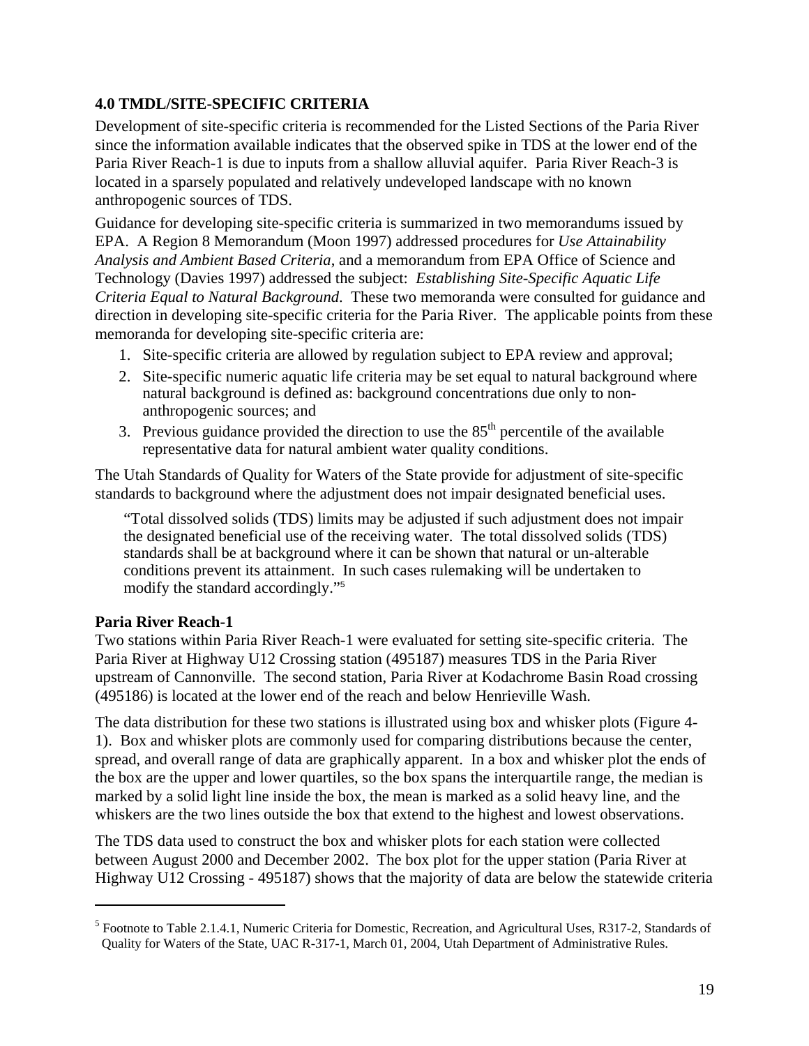## 4.0 TMDL/SITE-SPECIFIC CRITERIA

Development of site-specific criteria is recommended for the Listed Sections of the Paria River since the information available indicates that the observed spike in TDS at the lower end of the Paria River Reach-1 is due to inputs from a shallow alluvial aquifer. Paria River Reach-3 is located in a sparsely populated and relatively undeveloped landscape with no known anthropogenic sources of TDS.

Guidance for developing site-specific criteria is summarized in two memorandums issued by EPA. A Region 8 Memorandum (Moon 1997) addressed procedures for *Use Attainability Analysis and Ambient Based Criteria*, and a memorandum from EPA Office of Science and Technology (Davies 1997) addressed the subject: *Establishing Site-Specific Aquatic Life Criteria Equal to Natural Background*. These two memoranda were consulted for guidance and direction in developing site-specific criteria for the Paria River. The applicable points from these memoranda for developing site-specific criteria are:

1. Site-specific criteria are allowed by regulation subject to EPA review and approval;
2. Site-specific numeric aquatic life criteria may be set equal to natural background where natural background is defined as: background concentrations due only to non-anthropogenic sources; and
3. Previous guidance provided the direction to use the 85$^{th}$ percentile of the available representative data for natural ambient water quality conditions.

The Utah Standards of Quality for Waters of the State provide for adjustment of site-specific standards to background where the adjustment does not impair designated beneficial uses.

> "Total dissolved solids (TDS) limits may be adjusted if such adjustment does not impair the designated beneficial use of the receiving water. The total dissolved solids (TDS) standards shall be at background where it can be shown that natural or un-alterable conditions prevent its attainment. In such cases rulemaking will be undertaken to modify the standard accordingly."[5]

**Paria River Reach-1**

Two stations within Paria River Reach-1 were evaluated for setting site-specific criteria. The Paria River at Highway U12 Crossing station (495187) measures TDS in the Paria River upstream of Cannonville. The second station, Paria River at Kodachrome Basin Road crossing (495186) is located at the lower end of the reach and below Henrieville Wash.

The data distribution for these two stations is illustrated using box and whisker plots (Figure 4-1). Box and whisker plots are commonly used for comparing distributions because the center, spread, and overall range of data are graphically apparent. In a box and whisker plot the ends of the box are the upper and lower quartiles, so the box spans the interquartile range, the median is marked by a solid light line inside the box, the mean is marked as a solid heavy line, and the whiskers are the two lines outside the box that extend to the highest and lowest observations.

The TDS data used to construct the box and whisker plots for each station were collected between August 2000 and December 2002. The box plot for the upper station (Paria River at Highway U12 Crossing - 495187) shows that the majority of data are below the statewide criteria

[5] Footnote to Table 2.1.4.1, Numeric Criteria for Domestic, Recreation, and Agricultural Uses, R317-2, Standards of Quality for Waters of the State, UAC R-317-1, March 01, 2004, Utah Department of Administrative Rules.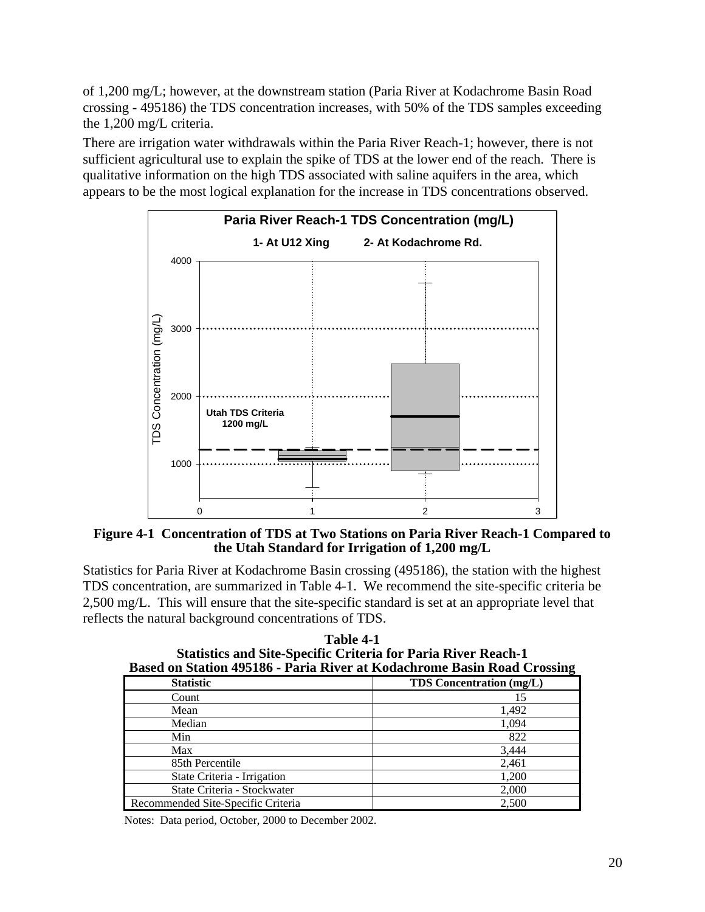of 1,200 mg/L; however, at the downstream station (Paria River at Kodachrome Basin Road crossing - 495186) the TDS concentration increases, with 50% of the TDS samples exceeding the 1,200 mg/L criteria.

There are irrigation water withdrawals within the Paria River Reach-1; however, there is not sufficient agricultural use to explain the spike of TDS at the lower end of the reach. There is qualitative information on the high TDS associated with saline aquifers in the area, which appears to be the most logical explanation for the increase in TDS concentrations observed.

**Figure 4-1 Concentration of TDS at Two Stations on Paria River Reach-1 Compared to the Utah Standard for Irrigation of 1,200 mg/L**

Statistics for Paria River at Kodachrome Basin crossing (495186), the station with the highest TDS concentration, are summarized in Table 4-1. We recommend the site-specific criteria be 2,500 mg/L. This will ensure that the site-specific standard is set at an appropriate level that reflects the natural background concentrations of TDS.

**Table 4-1**
**Statistics and Site-Specific Criteria for Paria River Reach-1**
**Based on Station 495186 - Paria River at Kodachrome Basin Road Crossing**

| Statistic | TDS Concentration (mg/L) |
|---|---|
| Count | 15 |
| Mean | 1,492 |
| Median | 1,094 |
| Min | 822 |
| Max | 3,444 |
| 85th Percentile | 2,461 |
| State Criteria - Irrigation | 1,200 |
| State Criteria - Stockwater | 2,000 |
| Recommended Site-Specific Criteria | 2,500 |

Notes: Data period, October, 2000 to December 2002.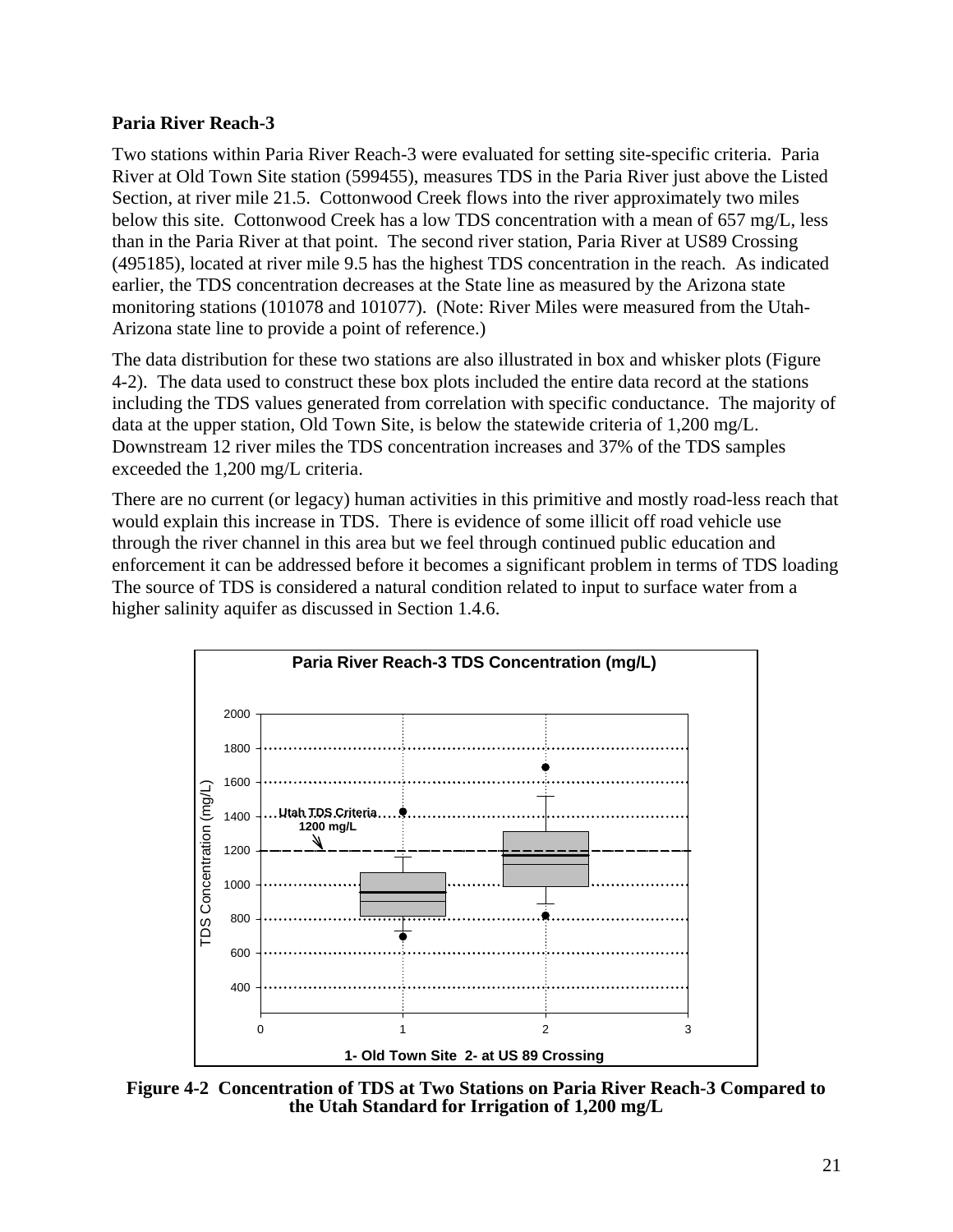**Paria River Reach-3**

Two stations within Paria River Reach-3 were evaluated for setting site-specific criteria. Paria River at Old Town Site station (599455), measures TDS in the Paria River just above the Listed Section, at river mile 21.5. Cottonwood Creek flows into the river approximately two miles below this site. Cottonwood Creek has a low TDS concentration with a mean of 657 mg/L, less than in the Paria River at that point. The second river station, Paria River at US89 Crossing (495185), located at river mile 9.5 has the highest TDS concentration in the reach. As indicated earlier, the TDS concentration decreases at the State line as measured by the Arizona state monitoring stations (101078 and 101077). (Note: River Miles were measured from the Utah-Arizona state line to provide a point of reference.)

The data distribution for these two stations are also illustrated in box and whisker plots (Figure 4-2). The data used to construct these box plots included the entire data record at the stations including the TDS values generated from correlation with specific conductance. The majority of data at the upper station, Old Town Site, is below the statewide criteria of 1,200 mg/L. Downstream 12 river miles the TDS concentration increases and 37% of the TDS samples exceeded the 1,200 mg/L criteria.

There are no current (or legacy) human activities in this primitive and mostly road-less reach that would explain this increase in TDS. There is evidence of some illicit off road vehicle use through the river channel in this area but we feel through continued public education and enforcement it can be addressed before it becomes a significant problem in terms of TDS loading The source of TDS is considered a natural condition related to input to surface water from a higher salinity aquifer as discussed in Section 1.4.6.

**Figure 4-2 Concentration of TDS at Two Stations on Paria River Reach-3 Compared to the Utah Standard for Irrigation of 1,200 mg/L**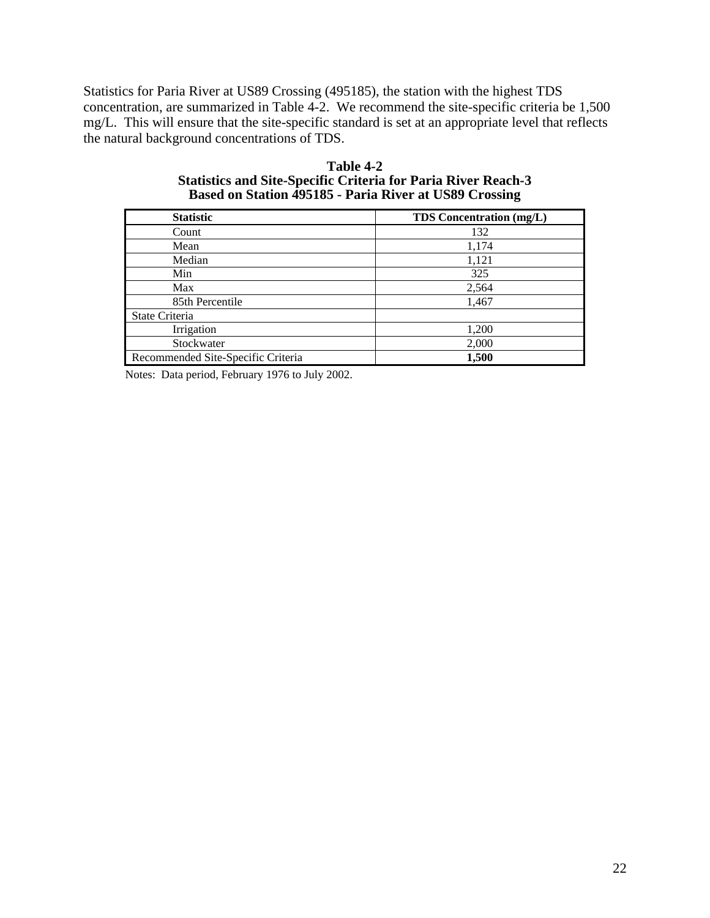Statistics for Paria River at US89 Crossing (495185), the station with the highest TDS concentration, are summarized in Table 4-2. We recommend the site-specific criteria be 1,500 mg/L. This will ensure that the site-specific standard is set at an appropriate level that reflects the natural background concentrations of TDS.

**Table 4-2**
**Statistics and Site-Specific Criteria for Paria River Reach-3**
**Based on Station 495185 - Paria River at US89 Crossing**

| Statistic | TDS Concentration (mg/L) |
|---|---|
| Count | 132 |
| Mean | 1,174 |
| Median | 1,121 |
| Min | 325 |
| Max | 2,564 |
| 85th Percentile | 1,467 |
| State Criteria | |
| Irrigation | 1,200 |
| Stockwater | 2,000 |
| Recommended Site-Specific Criteria | **1,500** |

Notes: Data period, February 1976 to July 2002.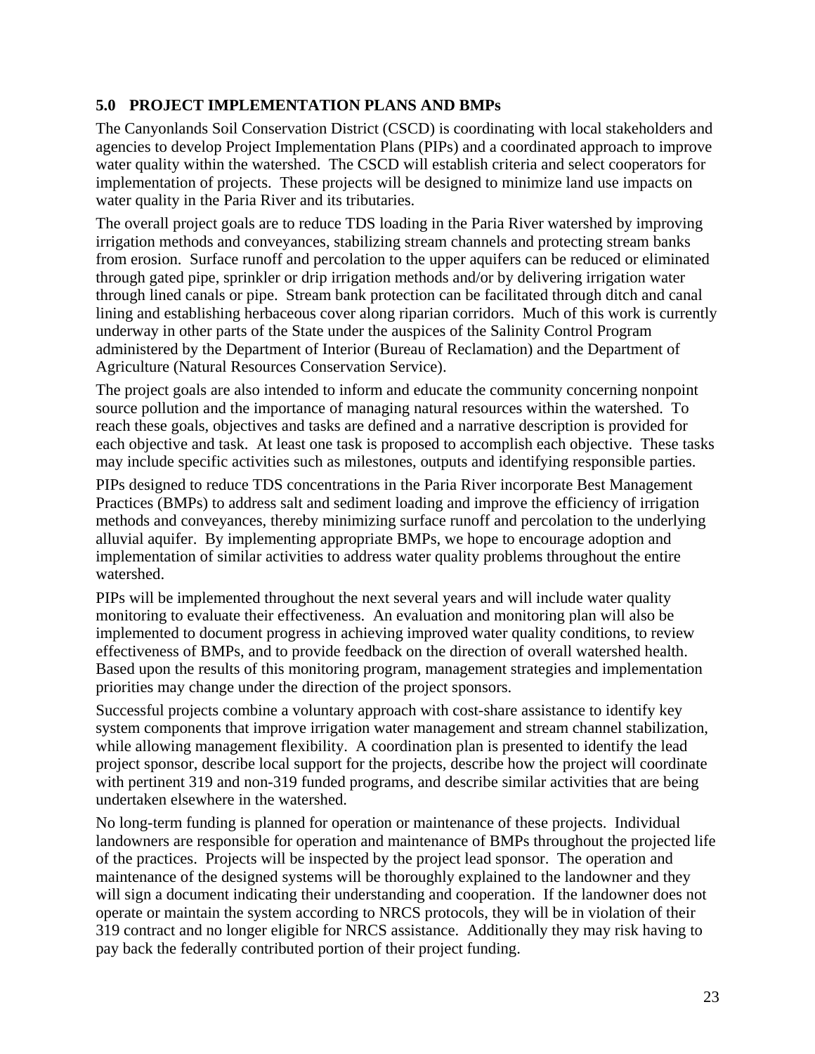## 5.0 PROJECT IMPLEMENTATION PLANS AND BMPs

The Canyonlands Soil Conservation District (CSCD) is coordinating with local stakeholders and agencies to develop Project Implementation Plans (PIPs) and a coordinated approach to improve water quality within the watershed. The CSCD will establish criteria and select cooperators for implementation of projects. These projects will be designed to minimize land use impacts on water quality in the Paria River and its tributaries.

The overall project goals are to reduce TDS loading in the Paria River watershed by improving irrigation methods and conveyances, stabilizing stream channels and protecting stream banks from erosion. Surface runoff and percolation to the upper aquifers can be reduced or eliminated through gated pipe, sprinkler or drip irrigation methods and/or by delivering irrigation water through lined canals or pipe. Stream bank protection can be facilitated through ditch and canal lining and establishing herbaceous cover along riparian corridors. Much of this work is currently underway in other parts of the State under the auspices of the Salinity Control Program administered by the Department of Interior (Bureau of Reclamation) and the Department of Agriculture (Natural Resources Conservation Service).

The project goals are also intended to inform and educate the community concerning nonpoint source pollution and the importance of managing natural resources within the watershed. To reach these goals, objectives and tasks are defined and a narrative description is provided for each objective and task. At least one task is proposed to accomplish each objective. These tasks may include specific activities such as milestones, outputs and identifying responsible parties.

PIPs designed to reduce TDS concentrations in the Paria River incorporate Best Management Practices (BMPs) to address salt and sediment loading and improve the efficiency of irrigation methods and conveyances, thereby minimizing surface runoff and percolation to the underlying alluvial aquifer. By implementing appropriate BMPs, we hope to encourage adoption and implementation of similar activities to address water quality problems throughout the entire watershed.

PIPs will be implemented throughout the next several years and will include water quality monitoring to evaluate their effectiveness. An evaluation and monitoring plan will also be implemented to document progress in achieving improved water quality conditions, to review effectiveness of BMPs, and to provide feedback on the direction of overall watershed health. Based upon the results of this monitoring program, management strategies and implementation priorities may change under the direction of the project sponsors.

Successful projects combine a voluntary approach with cost-share assistance to identify key system components that improve irrigation water management and stream channel stabilization, while allowing management flexibility. A coordination plan is presented to identify the lead project sponsor, describe local support for the projects, describe how the project will coordinate with pertinent 319 and non-319 funded programs, and describe similar activities that are being undertaken elsewhere in the watershed.

No long-term funding is planned for operation or maintenance of these projects. Individual landowners are responsible for operation and maintenance of BMPs throughout the projected life of the practices. Projects will be inspected by the project lead sponsor. The operation and maintenance of the designed systems will be thoroughly explained to the landowner and they will sign a document indicating their understanding and cooperation. If the landowner does not operate or maintain the system according to NRCS protocols, they will be in violation of their 319 contract and no longer eligible for NRCS assistance. Additionally they may risk having to pay back the federally contributed portion of their project funding.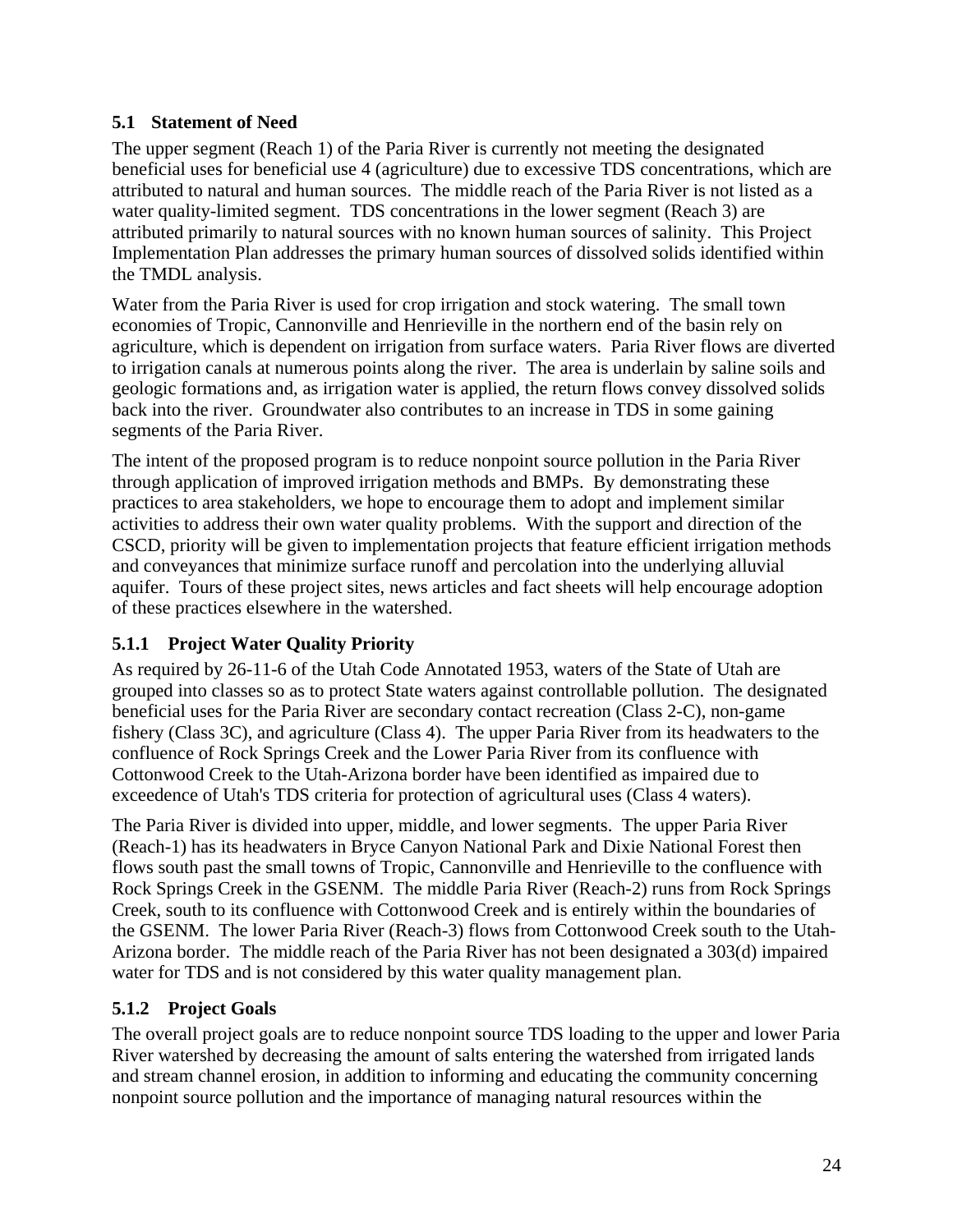## 5.1 Statement of Need

The upper segment (Reach 1) of the Paria River is currently not meeting the designated beneficial uses for beneficial use 4 (agriculture) due to excessive TDS concentrations, which are attributed to natural and human sources. The middle reach of the Paria River is not listed as a water quality-limited segment. TDS concentrations in the lower segment (Reach 3) are attributed primarily to natural sources with no known human sources of salinity. This Project Implementation Plan addresses the primary human sources of dissolved solids identified within the TMDL analysis.

Water from the Paria River is used for crop irrigation and stock watering. The small town economies of Tropic, Cannonville and Henrieville in the northern end of the basin rely on agriculture, which is dependent on irrigation from surface waters. Paria River flows are diverted to irrigation canals at numerous points along the river. The area is underlain by saline soils and geologic formations and, as irrigation water is applied, the return flows convey dissolved solids back into the river. Groundwater also contributes to an increase in TDS in some gaining segments of the Paria River.

The intent of the proposed program is to reduce nonpoint source pollution in the Paria River through application of improved irrigation methods and BMPs. By demonstrating these practices to area stakeholders, we hope to encourage them to adopt and implement similar activities to address their own water quality problems. With the support and direction of the CSCD, priority will be given to implementation projects that feature efficient irrigation methods and conveyances that minimize surface runoff and percolation into the underlying alluvial aquifer. Tours of these project sites, news articles and fact sheets will help encourage adoption of these practices elsewhere in the watershed.

### 5.1.1 Project Water Quality Priority

As required by 26-11-6 of the Utah Code Annotated 1953, waters of the State of Utah are grouped into classes so as to protect State waters against controllable pollution. The designated beneficial uses for the Paria River are secondary contact recreation (Class 2-C), non-game fishery (Class 3C), and agriculture (Class 4). The upper Paria River from its headwaters to the confluence of Rock Springs Creek and the Lower Paria River from its confluence with Cottonwood Creek to the Utah-Arizona border have been identified as impaired due to exceedence of Utah's TDS criteria for protection of agricultural uses (Class 4 waters).

The Paria River is divided into upper, middle, and lower segments. The upper Paria River (Reach-1) has its headwaters in Bryce Canyon National Park and Dixie National Forest then flows south past the small towns of Tropic, Cannonville and Henrieville to the confluence with Rock Springs Creek in the GSENM. The middle Paria River (Reach-2) runs from Rock Springs Creek, south to its confluence with Cottonwood Creek and is entirely within the boundaries of the GSENM. The lower Paria River (Reach-3) flows from Cottonwood Creek south to the Utah-Arizona border. The middle reach of the Paria River has not been designated a 303(d) impaired water for TDS and is not considered by this water quality management plan.

### 5.1.2 Project Goals

The overall project goals are to reduce nonpoint source TDS loading to the upper and lower Paria River watershed by decreasing the amount of salts entering the watershed from irrigated lands and stream channel erosion, in addition to informing and educating the community concerning nonpoint source pollution and the importance of managing natural resources within the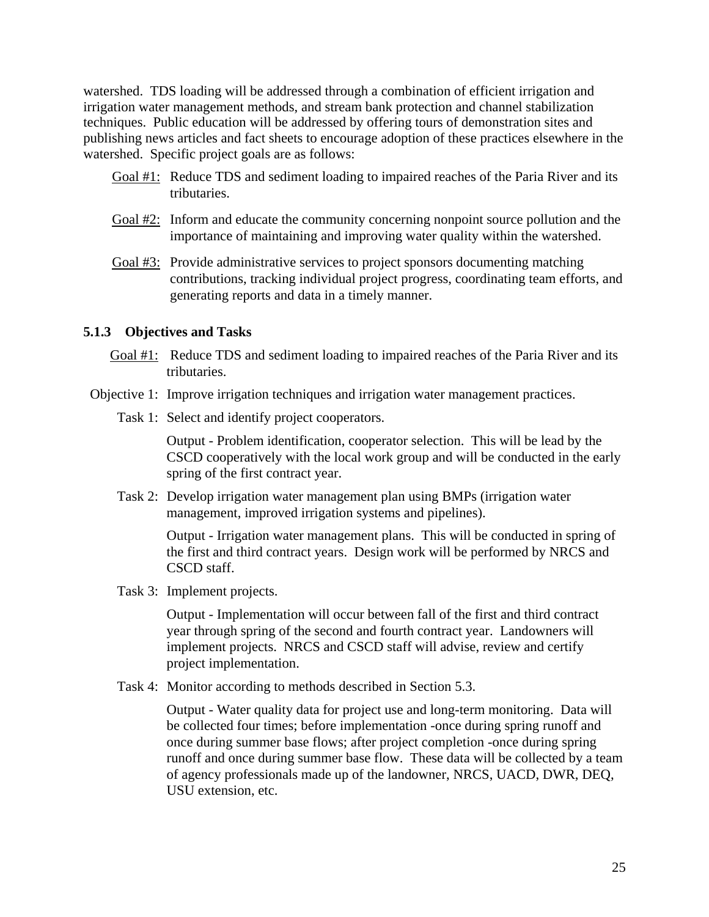watershed. TDS loading will be addressed through a combination of efficient irrigation and irrigation water management methods, and stream bank protection and channel stabilization techniques. Public education will be addressed by offering tours of demonstration sites and publishing news articles and fact sheets to encourage adoption of these practices elsewhere in the watershed. Specific project goals are as follows:

<u>Goal #1:</u> Reduce TDS and sediment loading to impaired reaches of the Paria River and its tributaries.

<u>Goal #2:</u> Inform and educate the community concerning nonpoint source pollution and the importance of maintaining and improving water quality within the watershed.

<u>Goal #3:</u> Provide administrative services to project sponsors documenting matching contributions, tracking individual project progress, coordinating team efforts, and generating reports and data in a timely manner.

### 5.1.3 Objectives and Tasks

<u>Goal #1:</u> Reduce TDS and sediment loading to impaired reaches of the Paria River and its tributaries.

Objective 1: Improve irrigation techniques and irrigation water management practices.

Task 1: Select and identify project cooperators.

Output - Problem identification, cooperator selection. This will be lead by the CSCD cooperatively with the local work group and will be conducted in the early spring of the first contract year.

Task 2: Develop irrigation water management plan using BMPs (irrigation water management, improved irrigation systems and pipelines).

Output - Irrigation water management plans. This will be conducted in spring of the first and third contract years. Design work will be performed by NRCS and CSCD staff.

Task 3: Implement projects.

Output - Implementation will occur between fall of the first and third contract year through spring of the second and fourth contract year. Landowners will implement projects. NRCS and CSCD staff will advise, review and certify project implementation.

Task 4: Monitor according to methods described in Section 5.3.

Output - Water quality data for project use and long-term monitoring. Data will be collected four times; before implementation -once during spring runoff and once during summer base flows; after project completion -once during spring runoff and once during summer base flow. These data will be collected by a team of agency professionals made up of the landowner, NRCS, UACD, DWR, DEQ, USU extension, etc.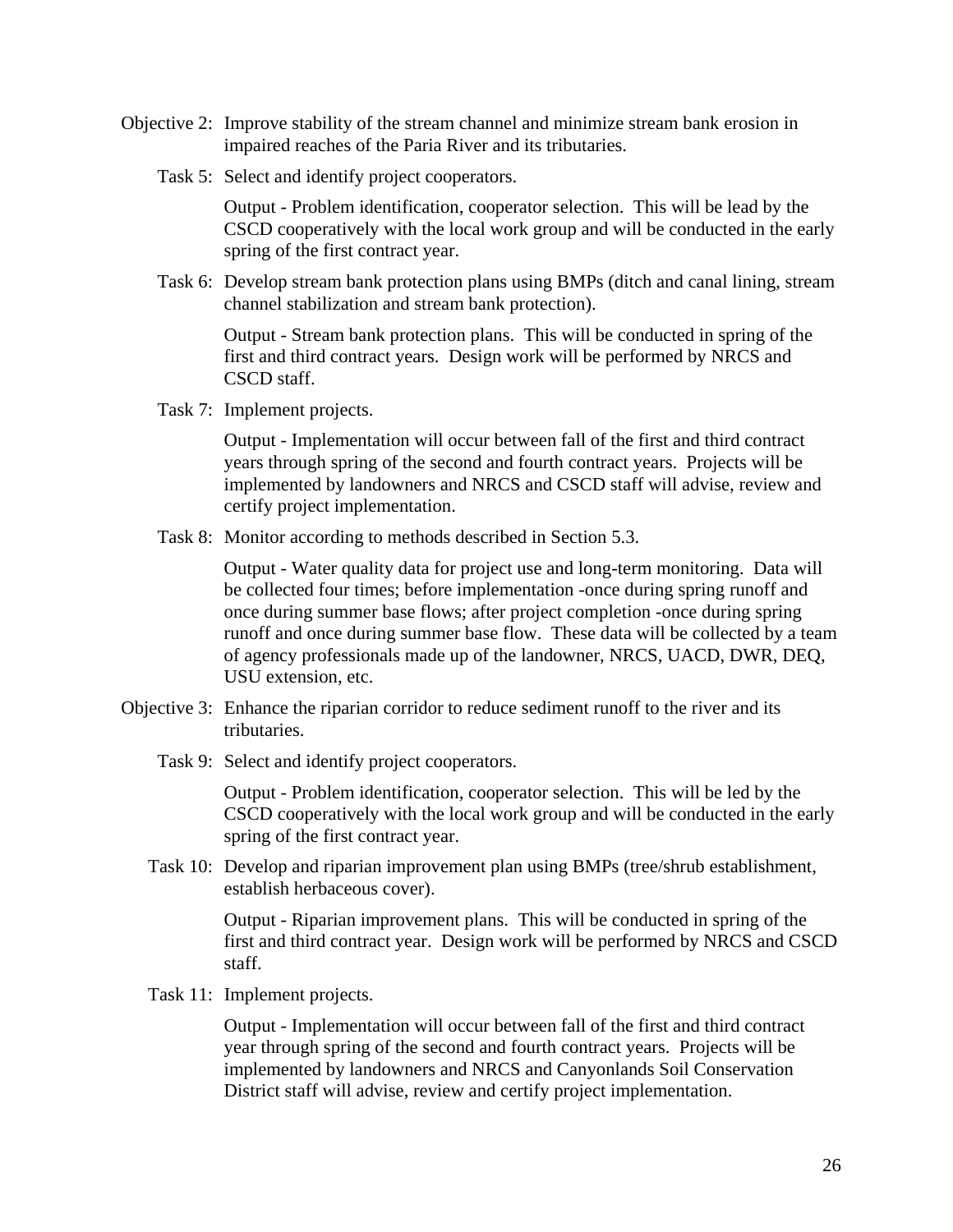Objective 2: Improve stability of the stream channel and minimize stream bank erosion in impaired reaches of the Paria River and its tributaries.

Task 5: Select and identify project cooperators.

Output - Problem identification, cooperator selection. This will be lead by the CSCD cooperatively with the local work group and will be conducted in the early spring of the first contract year.

Task 6: Develop stream bank protection plans using BMPs (ditch and canal lining, stream channel stabilization and stream bank protection).

Output - Stream bank protection plans. This will be conducted in spring of the first and third contract years. Design work will be performed by NRCS and CSCD staff.

Task 7: Implement projects.

Output - Implementation will occur between fall of the first and third contract years through spring of the second and fourth contract years. Projects will be implemented by landowners and NRCS and CSCD staff will advise, review and certify project implementation.

Task 8: Monitor according to methods described in Section 5.3.

Output - Water quality data for project use and long-term monitoring. Data will be collected four times; before implementation -once during spring runoff and once during summer base flows; after project completion -once during spring runoff and once during summer base flow. These data will be collected by a team of agency professionals made up of the landowner, NRCS, UACD, DWR, DEQ, USU extension, etc.

Objective 3: Enhance the riparian corridor to reduce sediment runoff to the river and its tributaries.

Task 9: Select and identify project cooperators.

Output - Problem identification, cooperator selection. This will be led by the CSCD cooperatively with the local work group and will be conducted in the early spring of the first contract year.

Task 10: Develop and riparian improvement plan using BMPs (tree/shrub establishment, establish herbaceous cover).

Output - Riparian improvement plans. This will be conducted in spring of the first and third contract year. Design work will be performed by NRCS and CSCD staff.

Task 11: Implement projects.

Output - Implementation will occur between fall of the first and third contract year through spring of the second and fourth contract years. Projects will be implemented by landowners and NRCS and Canyonlands Soil Conservation District staff will advise, review and certify project implementation.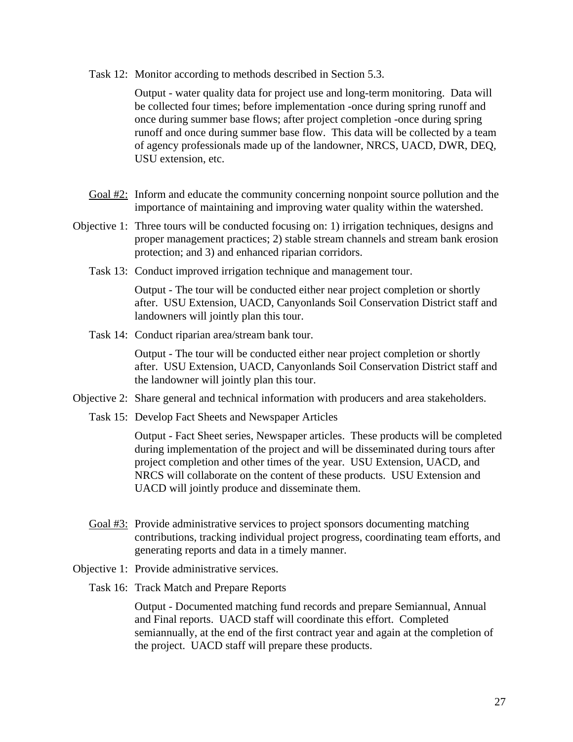Task 12: Monitor according to methods described in Section 5.3.

Output - water quality data for project use and long-term monitoring. Data will be collected four times; before implementation -once during spring runoff and once during summer base flows; after project completion -once during spring runoff and once during summer base flow. This data will be collected by a team of agency professionals made up of the landowner, NRCS, UACD, DWR, DEQ, USU extension, etc.

Goal #2: Inform and educate the community concerning nonpoint source pollution and the importance of maintaining and improving water quality within the watershed.

Objective 1: Three tours will be conducted focusing on: 1) irrigation techniques, designs and proper management practices; 2) stable stream channels and stream bank erosion protection; and 3) and enhanced riparian corridors.

Task 13: Conduct improved irrigation technique and management tour.

Output - The tour will be conducted either near project completion or shortly after. USU Extension, UACD, Canyonlands Soil Conservation District staff and landowners will jointly plan this tour.

Task 14: Conduct riparian area/stream bank tour.

Output - The tour will be conducted either near project completion or shortly after. USU Extension, UACD, Canyonlands Soil Conservation District staff and the landowner will jointly plan this tour.

Objective 2: Share general and technical information with producers and area stakeholders.

Task 15: Develop Fact Sheets and Newspaper Articles

Output - Fact Sheet series, Newspaper articles. These products will be completed during implementation of the project and will be disseminated during tours after project completion and other times of the year. USU Extension, UACD, and NRCS will collaborate on the content of these products. USU Extension and UACD will jointly produce and disseminate them.

Goal #3: Provide administrative services to project sponsors documenting matching contributions, tracking individual project progress, coordinating team efforts, and generating reports and data in a timely manner.

Objective 1: Provide administrative services.

Task 16: Track Match and Prepare Reports

Output - Documented matching fund records and prepare Semiannual, Annual and Final reports. UACD staff will coordinate this effort. Completed semiannually, at the end of the first contract year and again at the completion of the project. UACD staff will prepare these products.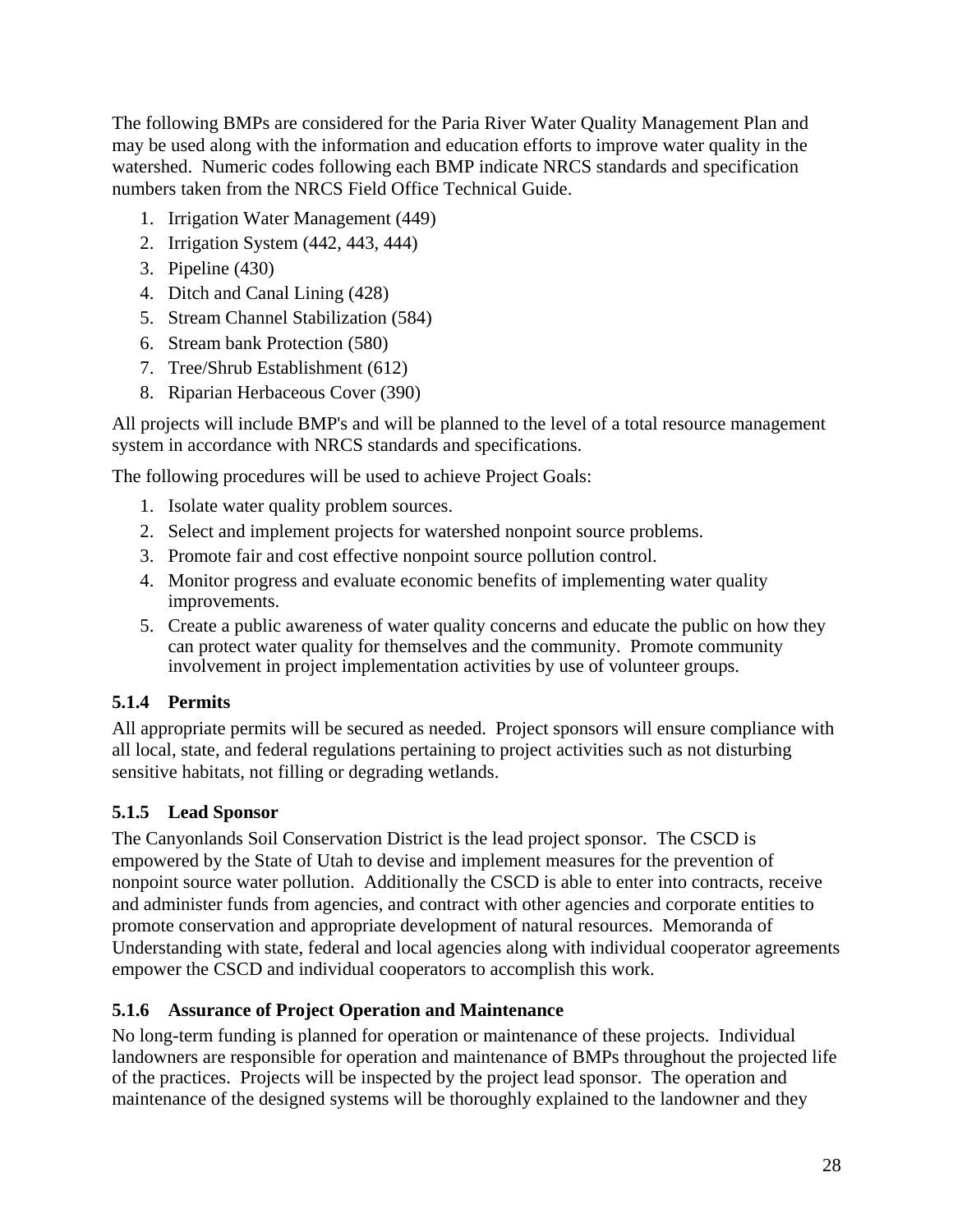The following BMPs are considered for the Paria River Water Quality Management Plan and may be used along with the information and education efforts to improve water quality in the watershed. Numeric codes following each BMP indicate NRCS standards and specification numbers taken from the NRCS Field Office Technical Guide.

1. Irrigation Water Management (449)
2. Irrigation System (442, 443, 444)
3. Pipeline (430)
4. Ditch and Canal Lining (428)
5. Stream Channel Stabilization (584)
6. Stream bank Protection (580)
7. Tree/Shrub Establishment (612)
8. Riparian Herbaceous Cover (390)

All projects will include BMP's and will be planned to the level of a total resource management system in accordance with NRCS standards and specifications.

The following procedures will be used to achieve Project Goals:

1. Isolate water quality problem sources.
2. Select and implement projects for watershed nonpoint source problems.
3. Promote fair and cost effective nonpoint source pollution control.
4. Monitor progress and evaluate economic benefits of implementing water quality improvements.
5. Create a public awareness of water quality concerns and educate the public on how they can protect water quality for themselves and the community. Promote community involvement in project implementation activities by use of volunteer groups.

### 5.1.4 Permits

All appropriate permits will be secured as needed. Project sponsors will ensure compliance with all local, state, and federal regulations pertaining to project activities such as not disturbing sensitive habitats, not filling or degrading wetlands.

### 5.1.5 Lead Sponsor

The Canyonlands Soil Conservation District is the lead project sponsor. The CSCD is empowered by the State of Utah to devise and implement measures for the prevention of nonpoint source water pollution. Additionally the CSCD is able to enter into contracts, receive and administer funds from agencies, and contract with other agencies and corporate entities to promote conservation and appropriate development of natural resources. Memoranda of Understanding with state, federal and local agencies along with individual cooperator agreements empower the CSCD and individual cooperators to accomplish this work.

### 5.1.6 Assurance of Project Operation and Maintenance

No long-term funding is planned for operation or maintenance of these projects. Individual landowners are responsible for operation and maintenance of BMPs throughout the projected life of the practices. Projects will be inspected by the project lead sponsor. The operation and maintenance of the designed systems will be thoroughly explained to the landowner and they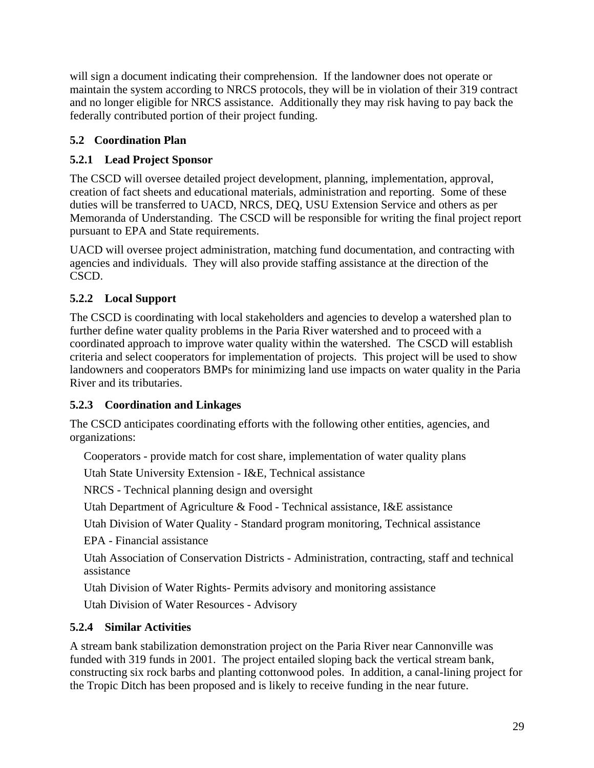will sign a document indicating their comprehension. If the landowner does not operate or maintain the system according to NRCS protocols, they will be in violation of their 319 contract and no longer eligible for NRCS assistance. Additionally they may risk having to pay back the federally contributed portion of their project funding.

### 5.2 Coordination Plan

#### 5.2.1 Lead Project Sponsor

The CSCD will oversee detailed project development, planning, implementation, approval, creation of fact sheets and educational materials, administration and reporting. Some of these duties will be transferred to UACD, NRCS, DEQ, USU Extension Service and others as per Memoranda of Understanding. The CSCD will be responsible for writing the final project report pursuant to EPA and State requirements.

UACD will oversee project administration, matching fund documentation, and contracting with agencies and individuals. They will also provide staffing assistance at the direction of the CSCD.

#### 5.2.2 Local Support

The CSCD is coordinating with local stakeholders and agencies to develop a watershed plan to further define water quality problems in the Paria River watershed and to proceed with a coordinated approach to improve water quality within the watershed. The CSCD will establish criteria and select cooperators for implementation of projects. This project will be used to show landowners and cooperators BMPs for minimizing land use impacts on water quality in the Paria River and its tributaries.

#### 5.2.3 Coordination and Linkages

The CSCD anticipates coordinating efforts with the following other entities, agencies, and organizations:

Cooperators - provide match for cost share, implementation of water quality plans

Utah State University Extension - I&E, Technical assistance

NRCS - Technical planning design and oversight

Utah Department of Agriculture & Food - Technical assistance, I&E assistance

Utah Division of Water Quality - Standard program monitoring, Technical assistance

EPA - Financial assistance

Utah Association of Conservation Districts - Administration, contracting, staff and technical assistance

Utah Division of Water Rights- Permits advisory and monitoring assistance

Utah Division of Water Resources - Advisory

#### 5.2.4 Similar Activities

A stream bank stabilization demonstration project on the Paria River near Cannonville was funded with 319 funds in 2001. The project entailed sloping back the vertical stream bank, constructing six rock barbs and planting cottonwood poles. In addition, a canal-lining project for the Tropic Ditch has been proposed and is likely to receive funding in the near future.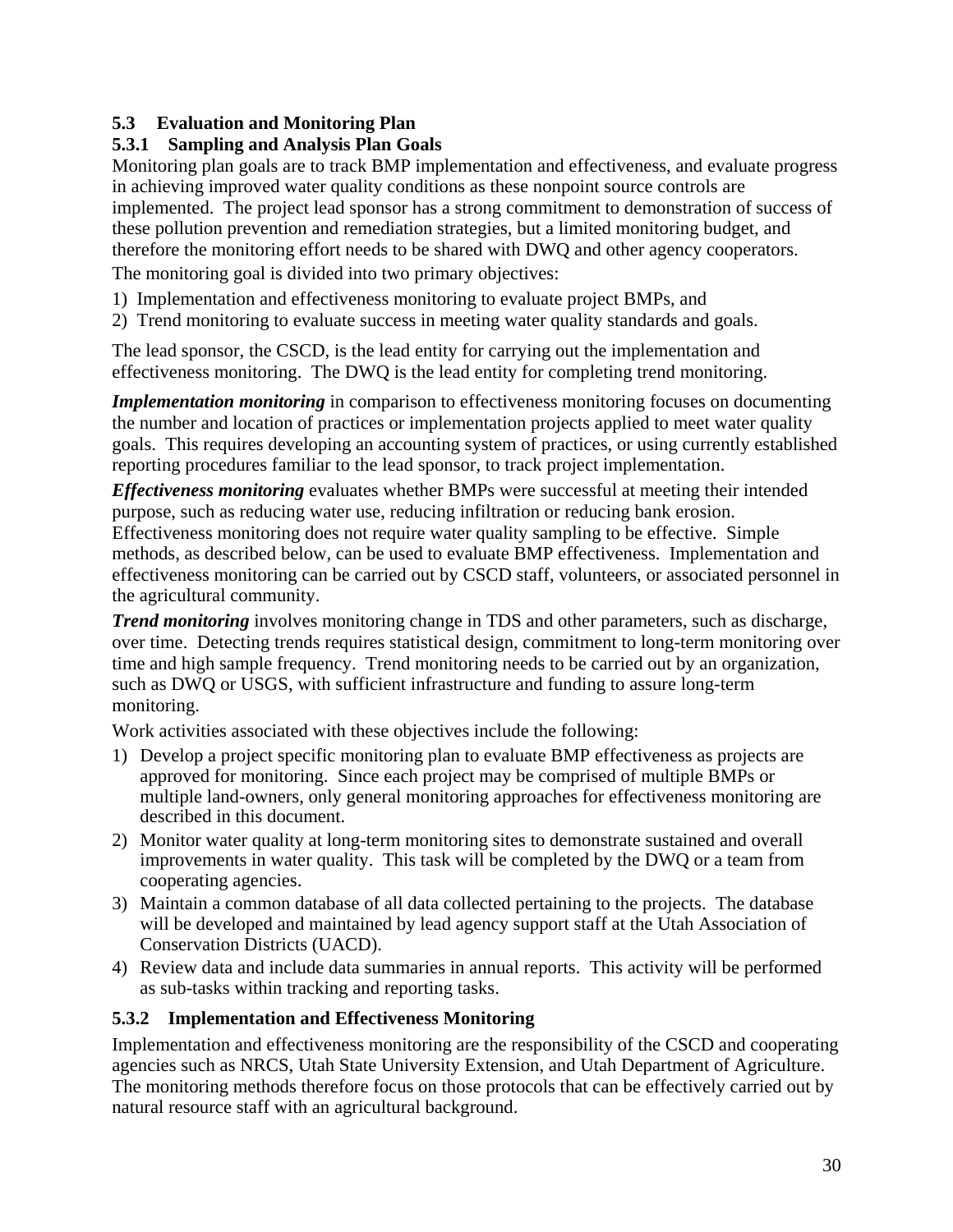## 5.3 Evaluation and Monitoring Plan

### 5.3.1 Sampling and Analysis Plan Goals

Monitoring plan goals are to track BMP implementation and effectiveness, and evaluate progress in achieving improved water quality conditions as these nonpoint source controls are implemented. The project lead sponsor has a strong commitment to demonstration of success of these pollution prevention and remediation strategies, but a limited monitoring budget, and therefore the monitoring effort needs to be shared with DWQ and other agency cooperators.

The monitoring goal is divided into two primary objectives:

1) Implementation and effectiveness monitoring to evaluate project BMPs, and
2) Trend monitoring to evaluate success in meeting water quality standards and goals.

The lead sponsor, the CSCD, is the lead entity for carrying out the implementation and effectiveness monitoring. The DWQ is the lead entity for completing trend monitoring.

***Implementation monitoring*** in comparison to effectiveness monitoring focuses on documenting the number and location of practices or implementation projects applied to meet water quality goals. This requires developing an accounting system of practices, or using currently established reporting procedures familiar to the lead sponsor, to track project implementation.

***Effectiveness monitoring*** evaluates whether BMPs were successful at meeting their intended purpose, such as reducing water use, reducing infiltration or reducing bank erosion. Effectiveness monitoring does not require water quality sampling to be effective. Simple methods, as described below, can be used to evaluate BMP effectiveness. Implementation and effectiveness monitoring can be carried out by CSCD staff, volunteers, or associated personnel in the agricultural community.

***Trend monitoring*** involves monitoring change in TDS and other parameters, such as discharge, over time. Detecting trends requires statistical design, commitment to long-term monitoring over time and high sample frequency. Trend monitoring needs to be carried out by an organization, such as DWQ or USGS, with sufficient infrastructure and funding to assure long-term monitoring.

Work activities associated with these objectives include the following:

1) Develop a project specific monitoring plan to evaluate BMP effectiveness as projects are approved for monitoring. Since each project may be comprised of multiple BMPs or multiple land-owners, only general monitoring approaches for effectiveness monitoring are described in this document.
2) Monitor water quality at long-term monitoring sites to demonstrate sustained and overall improvements in water quality. This task will be completed by the DWQ or a team from cooperating agencies.
3) Maintain a common database of all data collected pertaining to the projects. The database will be developed and maintained by lead agency support staff at the Utah Association of Conservation Districts (UACD).
4) Review data and include data summaries in annual reports. This activity will be performed as sub-tasks within tracking and reporting tasks.

### 5.3.2 Implementation and Effectiveness Monitoring

Implementation and effectiveness monitoring are the responsibility of the CSCD and cooperating agencies such as NRCS, Utah State University Extension, and Utah Department of Agriculture. The monitoring methods therefore focus on those protocols that can be effectively carried out by natural resource staff with an agricultural background.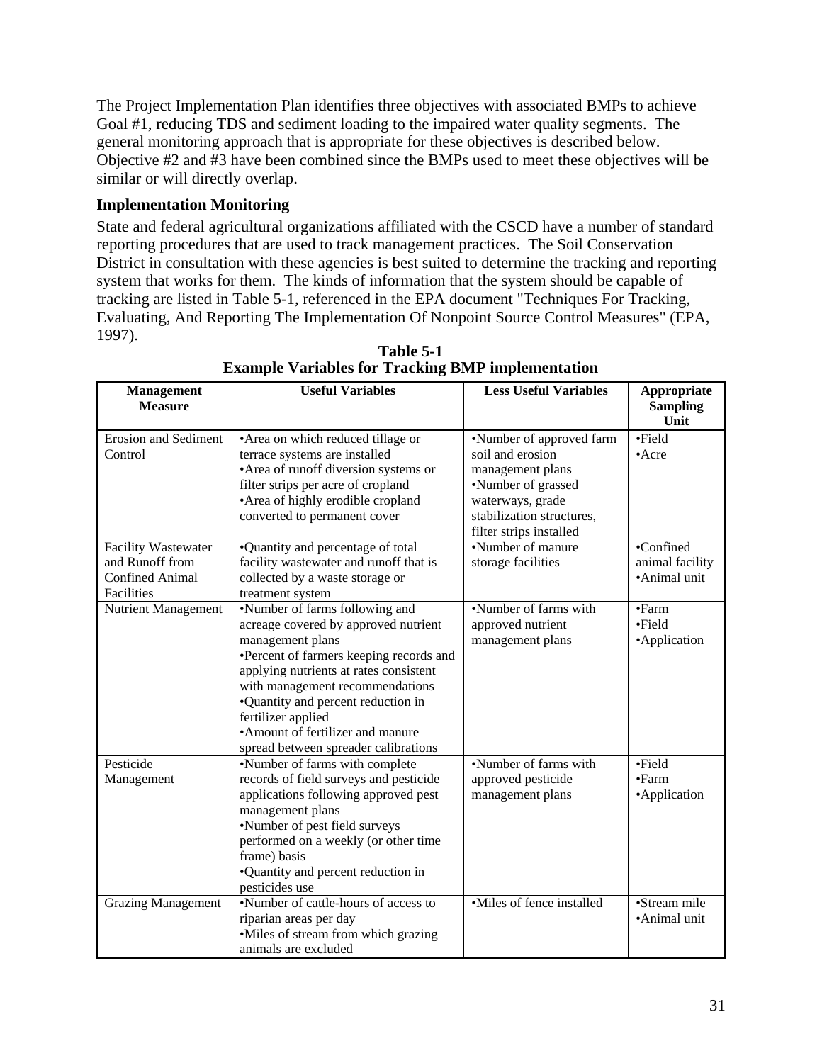The Project Implementation Plan identifies three objectives with associated BMPs to achieve Goal #1, reducing TDS and sediment loading to the impaired water quality segments. The general monitoring approach that is appropriate for these objectives is described below. Objective #2 and #3 have been combined since the BMPs used to meet these objectives will be similar or will directly overlap.

### Implementation Monitoring

State and federal agricultural organizations affiliated with the CSCD have a number of standard reporting procedures that are used to track management practices. The Soil Conservation District in consultation with these agencies is best suited to determine the tracking and reporting system that works for them. The kinds of information that the system should be capable of tracking are listed in Table 5-1, referenced in the EPA document "Techniques For Tracking, Evaluating, And Reporting The Implementation Of Nonpoint Source Control Measures" (EPA, 1997).

**Table 5-1**
**Example Variables for Tracking BMP implementation**

| Management Measure | Useful Variables | Less Useful Variables | Appropriate Sampling Unit |
|---|---|---|---|
| Erosion and Sediment Control | •Area on which reduced tillage or terrace systems are installed<br>•Area of runoff diversion systems or filter strips per acre of cropland<br>•Area of highly erodible cropland converted to permanent cover | •Number of approved farm soil and erosion management plans<br>•Number of grassed waterways, grade stabilization structures, filter strips installed | •Field<br>•Acre |
| Facility Wastewater and Runoff from Confined Animal Facilities | •Quantity and percentage of total facility wastewater and runoff that is collected by a waste storage or treatment system | •Number of manure storage facilities | •Confined animal facility<br>•Animal unit |
| Nutrient Management | •Number of farms following and acreage covered by approved nutrient management plans<br>•Percent of farmers keeping records and applying nutrients at rates consistent with management recommendations<br>•Quantity and percent reduction in fertilizer applied<br>•Amount of fertilizer and manure spread between spreader calibrations | •Number of farms with approved nutrient management plans | •Farm<br>•Field<br>•Application |
| Pesticide Management | •Number of farms with complete records of field surveys and pesticide applications following approved pest management plans<br>•Number of pest field surveys performed on a weekly (or other time frame) basis<br>•Quantity and percent reduction in pesticides use | •Number of farms with approved pesticide management plans | •Field<br>•Farm<br>•Application |
| Grazing Management | •Number of cattle-hours of access to riparian areas per day<br>•Miles of stream from which grazing animals are excluded | •Miles of fence installed | •Stream mile<br>•Animal unit |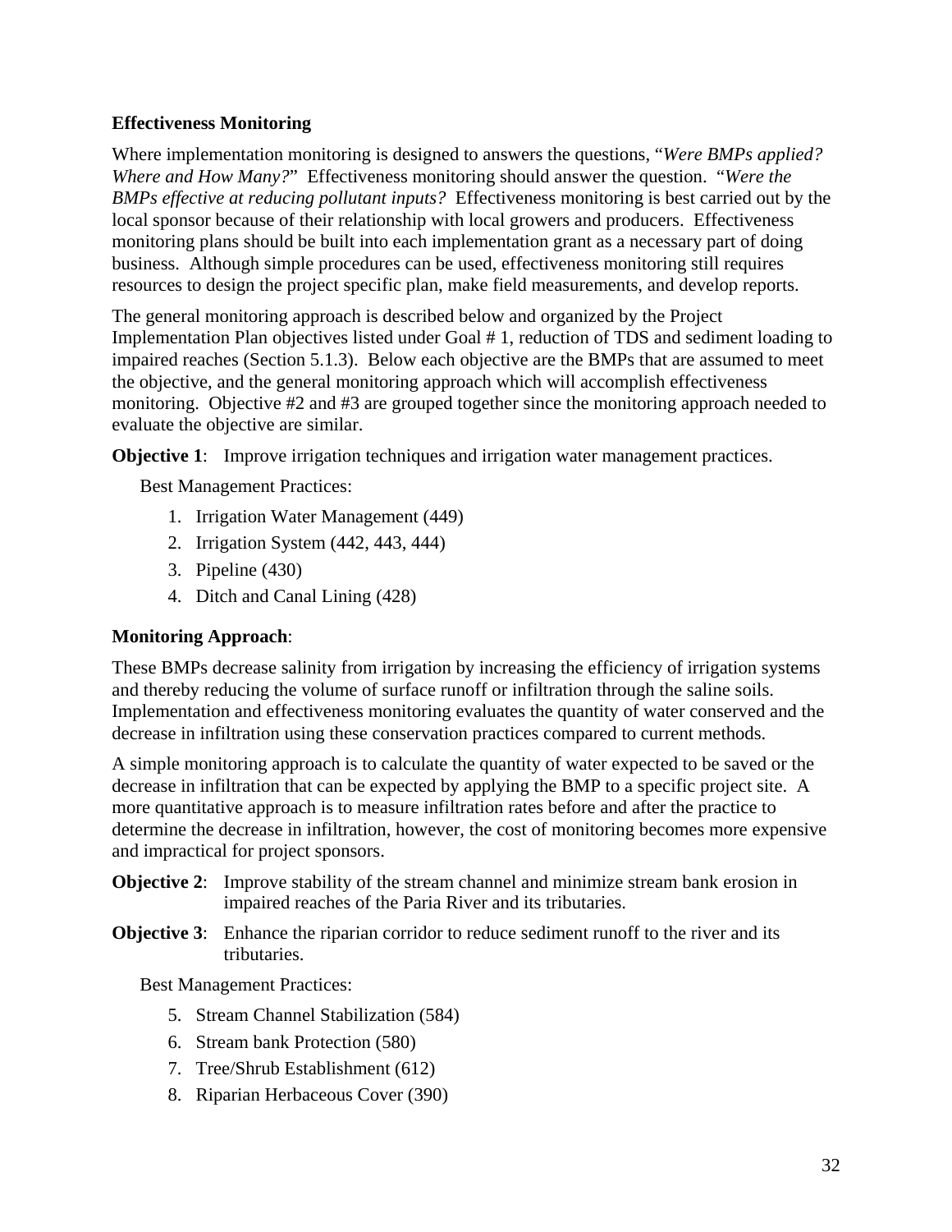**Effectiveness Monitoring**

Where implementation monitoring is designed to answers the questions, "*Were BMPs applied? Where and How Many?*" Effectiveness monitoring should answer the question. "*Were the BMPs effective at reducing pollutant inputs?* Effectiveness monitoring is best carried out by the local sponsor because of their relationship with local growers and producers. Effectiveness monitoring plans should be built into each implementation grant as a necessary part of doing business. Although simple procedures can be used, effectiveness monitoring still requires resources to design the project specific plan, make field measurements, and develop reports.

The general monitoring approach is described below and organized by the Project Implementation Plan objectives listed under Goal # 1, reduction of TDS and sediment loading to impaired reaches (Section 5.1.3). Below each objective are the BMPs that are assumed to meet the objective, and the general monitoring approach which will accomplish effectiveness monitoring. Objective #2 and #3 are grouped together since the monitoring approach needed to evaluate the objective are similar.

**Objective 1**: Improve irrigation techniques and irrigation water management practices.

Best Management Practices:

1. Irrigation Water Management (449)
2. Irrigation System (442, 443, 444)
3. Pipeline (430)
4. Ditch and Canal Lining (428)

**Monitoring Approach**:

These BMPs decrease salinity from irrigation by increasing the efficiency of irrigation systems and thereby reducing the volume of surface runoff or infiltration through the saline soils. Implementation and effectiveness monitoring evaluates the quantity of water conserved and the decrease in infiltration using these conservation practices compared to current methods.

A simple monitoring approach is to calculate the quantity of water expected to be saved or the decrease in infiltration that can be expected by applying the BMP to a specific project site. A more quantitative approach is to measure infiltration rates before and after the practice to determine the decrease in infiltration, however, the cost of monitoring becomes more expensive and impractical for project sponsors.

**Objective 2**: Improve stability of the stream channel and minimize stream bank erosion in impaired reaches of the Paria River and its tributaries.

**Objective 3**: Enhance the riparian corridor to reduce sediment runoff to the river and its tributaries.

Best Management Practices:

5. Stream Channel Stabilization (584)
6. Stream bank Protection (580)
7. Tree/Shrub Establishment (612)
8. Riparian Herbaceous Cover (390)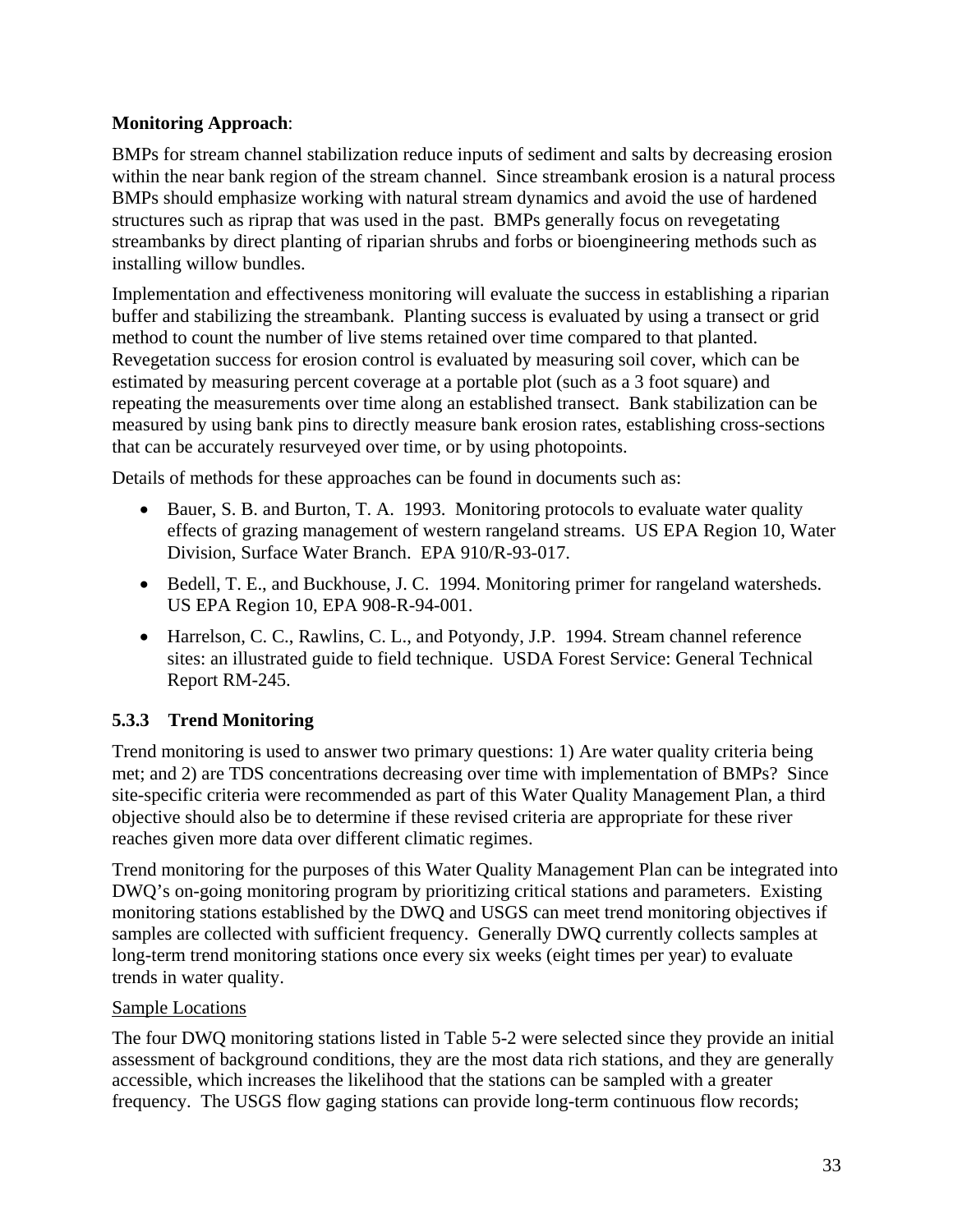**Monitoring Approach**:

BMPs for stream channel stabilization reduce inputs of sediment and salts by decreasing erosion within the near bank region of the stream channel. Since streambank erosion is a natural process BMPs should emphasize working with natural stream dynamics and avoid the use of hardened structures such as riprap that was used in the past. BMPs generally focus on revegetating streambanks by direct planting of riparian shrubs and forbs or bioengineering methods such as installing willow bundles.

Implementation and effectiveness monitoring will evaluate the success in establishing a riparian buffer and stabilizing the streambank. Planting success is evaluated by using a transect or grid method to count the number of live stems retained over time compared to that planted. Revegetation success for erosion control is evaluated by measuring soil cover, which can be estimated by measuring percent coverage at a portable plot (such as a 3 foot square) and repeating the measurements over time along an established transect. Bank stabilization can be measured by using bank pins to directly measure bank erosion rates, establishing cross-sections that can be accurately resurveyed over time, or by using photopoints.

Details of methods for these approaches can be found in documents such as:

- Bauer, S. B. and Burton, T. A. 1993. Monitoring protocols to evaluate water quality effects of grazing management of western rangeland streams. US EPA Region 10, Water Division, Surface Water Branch. EPA 910/R-93-017.
- Bedell, T. E., and Buckhouse, J. C. 1994. Monitoring primer for rangeland watersheds. US EPA Region 10, EPA 908-R-94-001.
- Harrelson, C. C., Rawlins, C. L., and Potyondy, J.P. 1994. Stream channel reference sites: an illustrated guide to field technique. USDA Forest Service: General Technical Report RM-245.

### 5.3.3 Trend Monitoring

Trend monitoring is used to answer two primary questions: 1) Are water quality criteria being met; and 2) are TDS concentrations decreasing over time with implementation of BMPs? Since site-specific criteria were recommended as part of this Water Quality Management Plan, a third objective should also be to determine if these revised criteria are appropriate for these river reaches given more data over different climatic regimes.

Trend monitoring for the purposes of this Water Quality Management Plan can be integrated into DWQ's on-going monitoring program by prioritizing critical stations and parameters. Existing monitoring stations established by the DWQ and USGS can meet trend monitoring objectives if samples are collected with sufficient frequency. Generally DWQ currently collects samples at long-term trend monitoring stations once every six weeks (eight times per year) to evaluate trends in water quality.

<u>Sample Locations</u>

The four DWQ monitoring stations listed in Table 5-2 were selected since they provide an initial assessment of background conditions, they are the most data rich stations, and they are generally accessible, which increases the likelihood that the stations can be sampled with a greater frequency. The USGS flow gaging stations can provide long-term continuous flow records;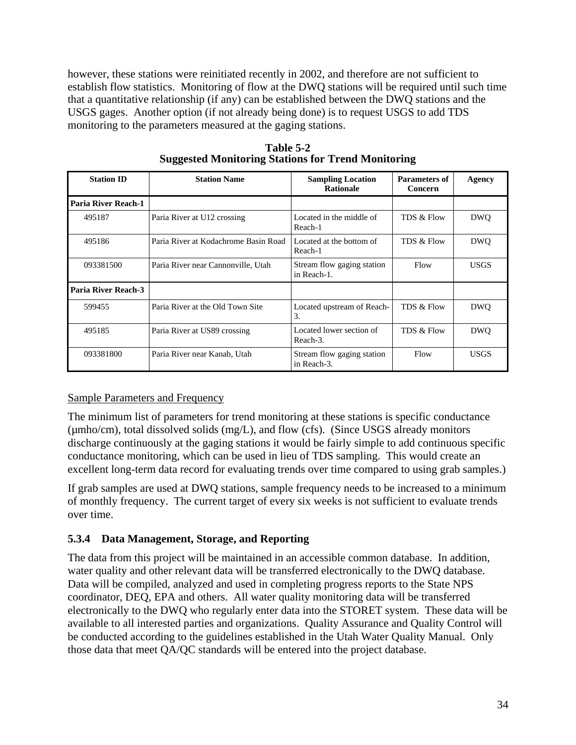however, these stations were reinitiated recently in 2002, and therefore are not sufficient to establish flow statistics. Monitoring of flow at the DWQ stations will be required until such time that a quantitative relationship (if any) can be established between the DWQ stations and the USGS gages. Another option (if not already being done) is to request USGS to add TDS monitoring to the parameters measured at the gaging stations.

**Table 5-2**
**Suggested Monitoring Stations for Trend Monitoring**

| Station ID | Station Name | Sampling Location Rationale | Parameters of Concern | Agency |
|---|---|---|---|---|
| **Paria River Reach-1** | | | | |
| 495187 | Paria River at U12 crossing | Located in the middle of Reach-1 | TDS & Flow | DWQ |
| 495186 | Paria River at Kodachrome Basin Road | Located at the bottom of Reach-1 | TDS & Flow | DWQ |
| 093381500 | Paria River near Cannonville, Utah | Stream flow gaging station in Reach-1. | Flow | USGS |
| **Paria River Reach-3** | | | | |
| 599455 | Paria River at the Old Town Site | Located upstream of Reach-3. | TDS & Flow | DWQ |
| 495185 | Paria River at US89 crossing | Located lower section of Reach-3. | TDS & Flow | DWQ |
| 093381800 | Paria River near Kanab, Utah | Stream flow gaging station in Reach-3. | Flow | USGS |

Sample Parameters and Frequency

The minimum list of parameters for trend monitoring at these stations is specific conductance (μmho/cm), total dissolved solids (mg/L), and flow (cfs). (Since USGS already monitors discharge continuously at the gaging stations it would be fairly simple to add continuous specific conductance monitoring, which can be used in lieu of TDS sampling. This would create an excellent long-term data record for evaluating trends over time compared to using grab samples.)

If grab samples are used at DWQ stations, sample frequency needs to be increased to a minimum of monthly frequency. The current target of every six weeks is not sufficient to evaluate trends over time.

### 5.3.4 Data Management, Storage, and Reporting

The data from this project will be maintained in an accessible common database. In addition, water quality and other relevant data will be transferred electronically to the DWQ database. Data will be compiled, analyzed and used in completing progress reports to the State NPS coordinator, DEQ, EPA and others. All water quality monitoring data will be transferred electronically to the DWQ who regularly enter data into the STORET system. These data will be available to all interested parties and organizations. Quality Assurance and Quality Control will be conducted according to the guidelines established in the Utah Water Quality Manual. Only those data that meet QA/QC standards will be entered into the project database.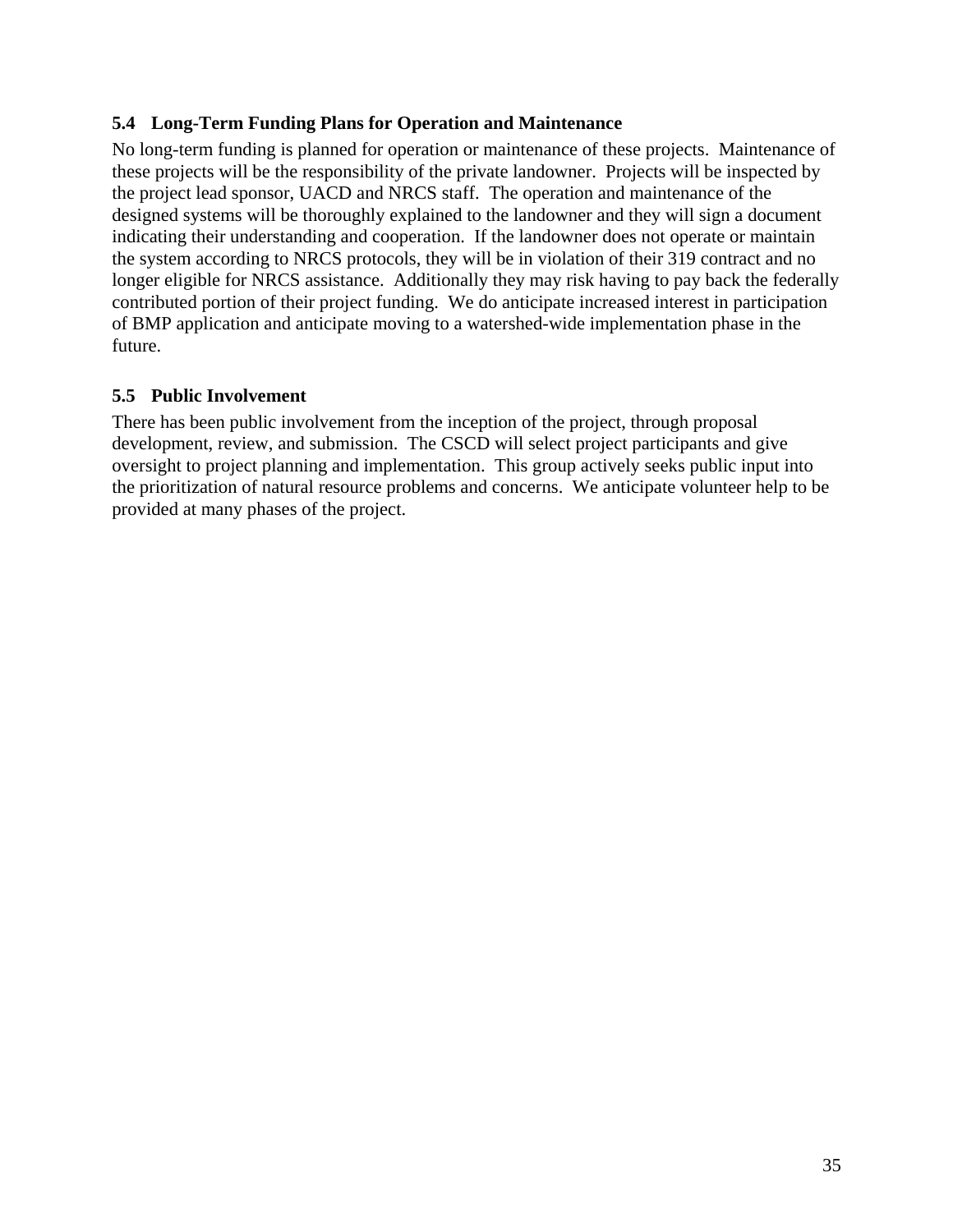### 5.4 Long-Term Funding Plans for Operation and Maintenance

No long-term funding is planned for operation or maintenance of these projects. Maintenance of these projects will be the responsibility of the private landowner. Projects will be inspected by the project lead sponsor, UACD and NRCS staff. The operation and maintenance of the designed systems will be thoroughly explained to the landowner and they will sign a document indicating their understanding and cooperation. If the landowner does not operate or maintain the system according to NRCS protocols, they will be in violation of their 319 contract and no longer eligible for NRCS assistance. Additionally they may risk having to pay back the federally contributed portion of their project funding. We do anticipate increased interest in participation of BMP application and anticipate moving to a watershed-wide implementation phase in the future.

### 5.5 Public Involvement

There has been public involvement from the inception of the project, through proposal development, review, and submission. The CSCD will select project participants and give oversight to project planning and implementation. This group actively seeks public input into the prioritization of natural resource problems and concerns. We anticipate volunteer help to be provided at many phases of the project.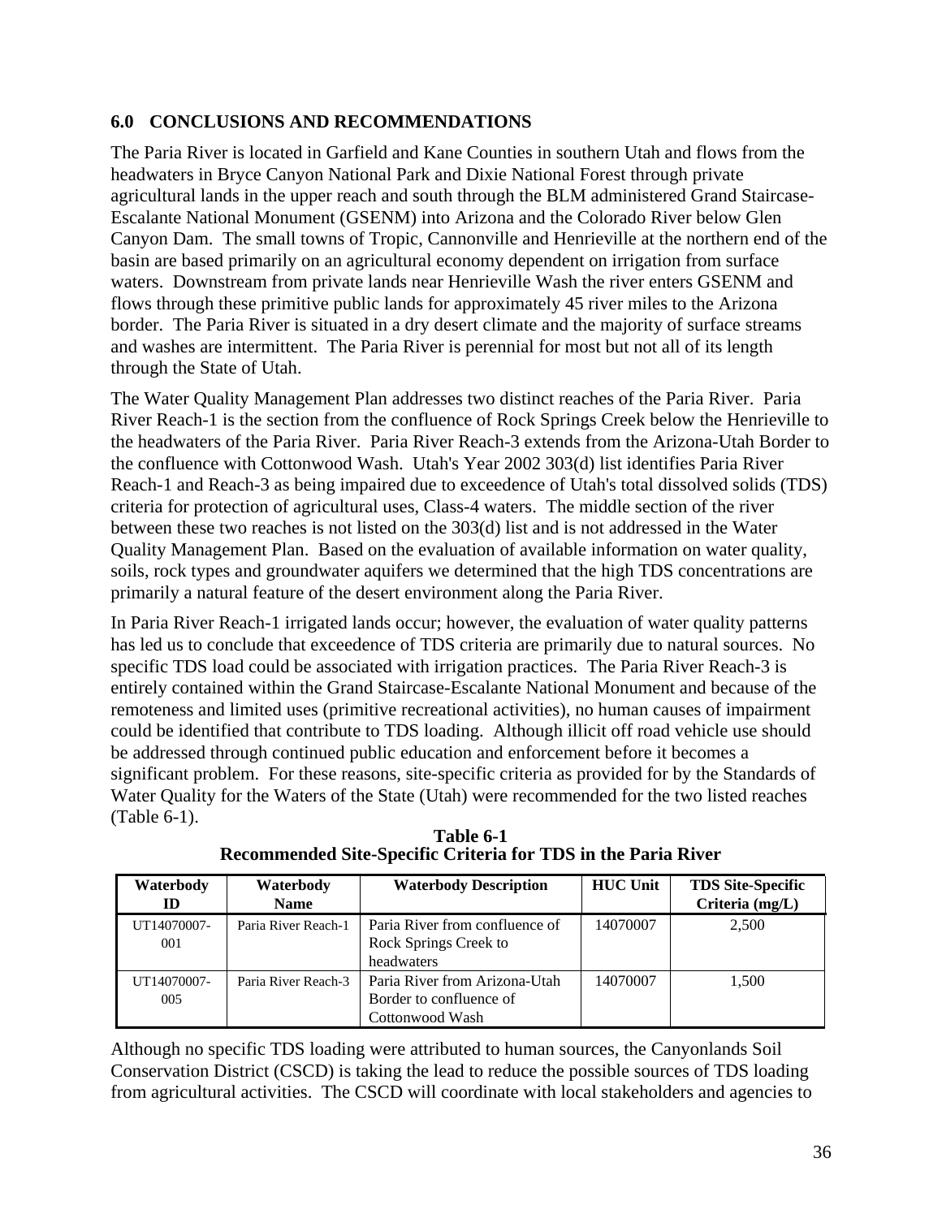## 6.0 CONCLUSIONS AND RECOMMENDATIONS

The Paria River is located in Garfield and Kane Counties in southern Utah and flows from the headwaters in Bryce Canyon National Park and Dixie National Forest through private agricultural lands in the upper reach and south through the BLM administered Grand Staircase-Escalante National Monument (GSENM) into Arizona and the Colorado River below Glen Canyon Dam. The small towns of Tropic, Cannonville and Henrieville at the northern end of the basin are based primarily on an agricultural economy dependent on irrigation from surface waters. Downstream from private lands near Henrieville Wash the river enters GSENM and flows through these primitive public lands for approximately 45 river miles to the Arizona border. The Paria River is situated in a dry desert climate and the majority of surface streams and washes are intermittent. The Paria River is perennial for most but not all of its length through the State of Utah.

The Water Quality Management Plan addresses two distinct reaches of the Paria River. Paria River Reach-1 is the section from the confluence of Rock Springs Creek below the Henrieville to the headwaters of the Paria River. Paria River Reach-3 extends from the Arizona-Utah Border to the confluence with Cottonwood Wash. Utah's Year 2002 303(d) list identifies Paria River Reach-1 and Reach-3 as being impaired due to exceedence of Utah's total dissolved solids (TDS) criteria for protection of agricultural uses, Class-4 waters. The middle section of the river between these two reaches is not listed on the 303(d) list and is not addressed in the Water Quality Management Plan. Based on the evaluation of available information on water quality, soils, rock types and groundwater aquifers we determined that the high TDS concentrations are primarily a natural feature of the desert environment along the Paria River.

In Paria River Reach-1 irrigated lands occur; however, the evaluation of water quality patterns has led us to conclude that exceedence of TDS criteria are primarily due to natural sources. No specific TDS load could be associated with irrigation practices. The Paria River Reach-3 is entirely contained within the Grand Staircase-Escalante National Monument and because of the remoteness and limited uses (primitive recreational activities), no human causes of impairment could be identified that contribute to TDS loading. Although illicit off road vehicle use should be addressed through continued public education and enforcement before it becomes a significant problem. For these reasons, site-specific criteria as provided for by the Standards of Water Quality for the Waters of the State (Utah) were recommended for the two listed reaches (Table 6-1).

**Table 6-1**
**Recommended Site-Specific Criteria for TDS in the Paria River**

| Waterbody ID | Waterbody Name | Waterbody Description | HUC Unit | TDS Site-Specific Criteria (mg/L) |
|---|---|---|---|---|
| UT14070007-001 | Paria River Reach-1 | Paria River from confluence of Rock Springs Creek to headwaters | 14070007 | 2,500 |
| UT14070007-005 | Paria River Reach-3 | Paria River from Arizona-Utah Border to confluence of Cottonwood Wash | 14070007 | 1,500 |

Although no specific TDS loading were attributed to human sources, the Canyonlands Soil Conservation District (CSCD) is taking the lead to reduce the possible sources of TDS loading from agricultural activities. The CSCD will coordinate with local stakeholders and agencies to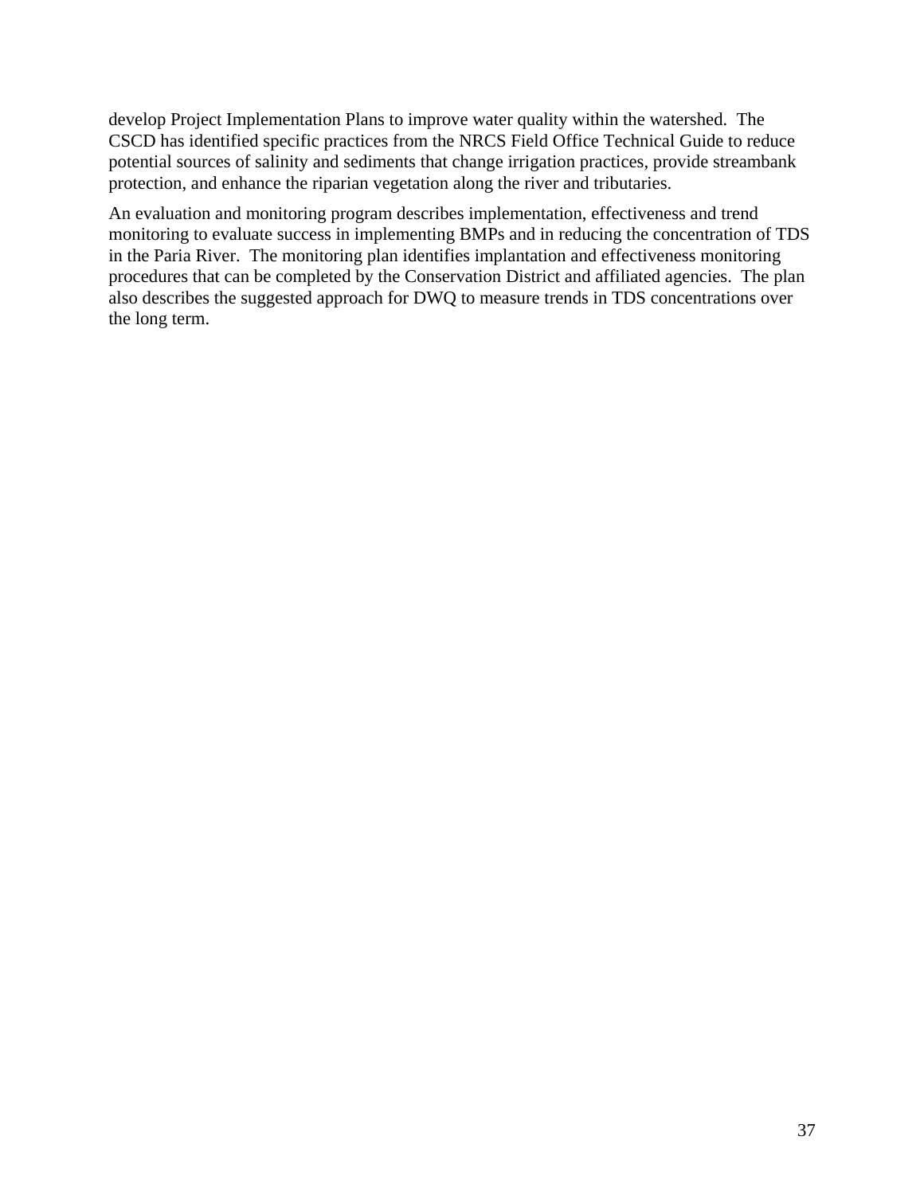develop Project Implementation Plans to improve water quality within the watershed. The CSCD has identified specific practices from the NRCS Field Office Technical Guide to reduce potential sources of salinity and sediments that change irrigation practices, provide streambank protection, and enhance the riparian vegetation along the river and tributaries.

An evaluation and monitoring program describes implementation, effectiveness and trend monitoring to evaluate success in implementing BMPs and in reducing the concentration of TDS in the Paria River. The monitoring plan identifies implantation and effectiveness monitoring procedures that can be completed by the Conservation District and affiliated agencies. The plan also describes the suggested approach for DWQ to measure trends in TDS concentrations over the long term.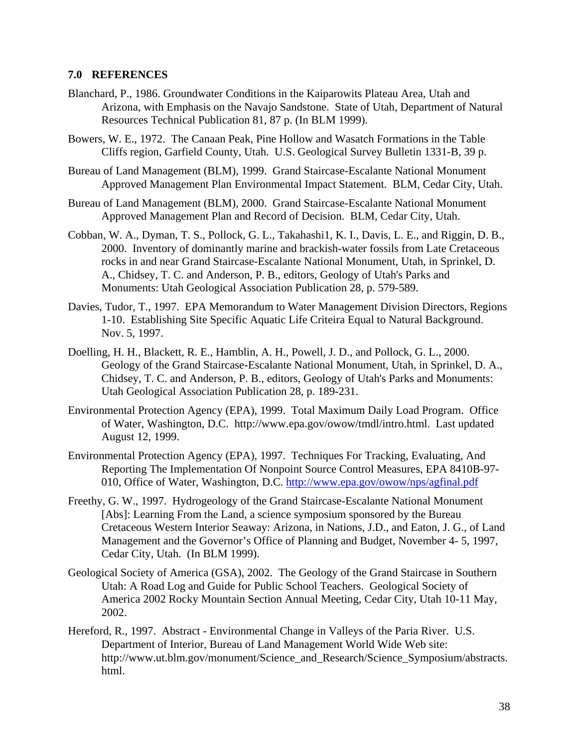## 7.0 REFERENCES

Blanchard, P., 1986. Groundwater Conditions in the Kaiparowits Plateau Area, Utah and Arizona, with Emphasis on the Navajo Sandstone. State of Utah, Department of Natural Resources Technical Publication 81, 87 p. (In BLM 1999).

Bowers, W. E., 1972. The Canaan Peak, Pine Hollow and Wasatch Formations in the Table Cliffs region, Garfield County, Utah. U.S. Geological Survey Bulletin 1331-B, 39 p.

Bureau of Land Management (BLM), 1999. Grand Staircase-Escalante National Monument Approved Management Plan Environmental Impact Statement. BLM, Cedar City, Utah.

Bureau of Land Management (BLM), 2000. Grand Staircase-Escalante National Monument Approved Management Plan and Record of Decision. BLM, Cedar City, Utah.

Cobban, W. A., Dyman, T. S., Pollock, G. L., Takahashi1, K. I., Davis, L. E., and Riggin, D. B., 2000. Inventory of dominantly marine and brackish-water fossils from Late Cretaceous rocks in and near Grand Staircase-Escalante National Monument, Utah, in Sprinkel, D. A., Chidsey, T. C. and Anderson, P. B., editors, Geology of Utah's Parks and Monuments: Utah Geological Association Publication 28, p. 579-589.

Davies, Tudor, T., 1997. EPA Memorandum to Water Management Division Directors, Regions 1-10. Establishing Site Specific Aquatic Life Criteira Equal to Natural Background. Nov. 5, 1997.

Doelling, H. H., Blackett, R. E., Hamblin, A. H., Powell, J. D., and Pollock, G. L., 2000. Geology of the Grand Staircase-Escalante National Monument, Utah, in Sprinkel, D. A., Chidsey, T. C. and Anderson, P. B., editors, Geology of Utah's Parks and Monuments: Utah Geological Association Publication 28, p. 189-231.

Environmental Protection Agency (EPA), 1999. Total Maximum Daily Load Program. Office of Water, Washington, D.C. http://www.epa.gov/owow/tmdl/intro.html. Last updated August 12, 1999.

Environmental Protection Agency (EPA), 1997. Techniques For Tracking, Evaluating, And Reporting The Implementation Of Nonpoint Source Control Measures, EPA 8410B-97-010, Office of Water, Washington, D.C. http://www.epa.gov/owow/nps/agfinal.pdf

Freethy, G. W., 1997. Hydrogeology of the Grand Staircase-Escalante National Monument [Abs]: Learning From the Land, a science symposium sponsored by the Bureau Cretaceous Western Interior Seaway: Arizona, in Nations, J.D., and Eaton, J. G., of Land Management and the Governor's Office of Planning and Budget, November 4- 5, 1997, Cedar City, Utah. (In BLM 1999).

Geological Society of America (GSA), 2002. The Geology of the Grand Staircase in Southern Utah: A Road Log and Guide for Public School Teachers. Geological Society of America 2002 Rocky Mountain Section Annual Meeting, Cedar City, Utah 10-11 May, 2002.

Hereford, R., 1997. Abstract - Environmental Change in Valleys of the Paria River. U.S. Department of Interior, Bureau of Land Management World Wide Web site: http://www.ut.blm.gov/monument/Science_and_Research/Science_Symposium/abstracts.html.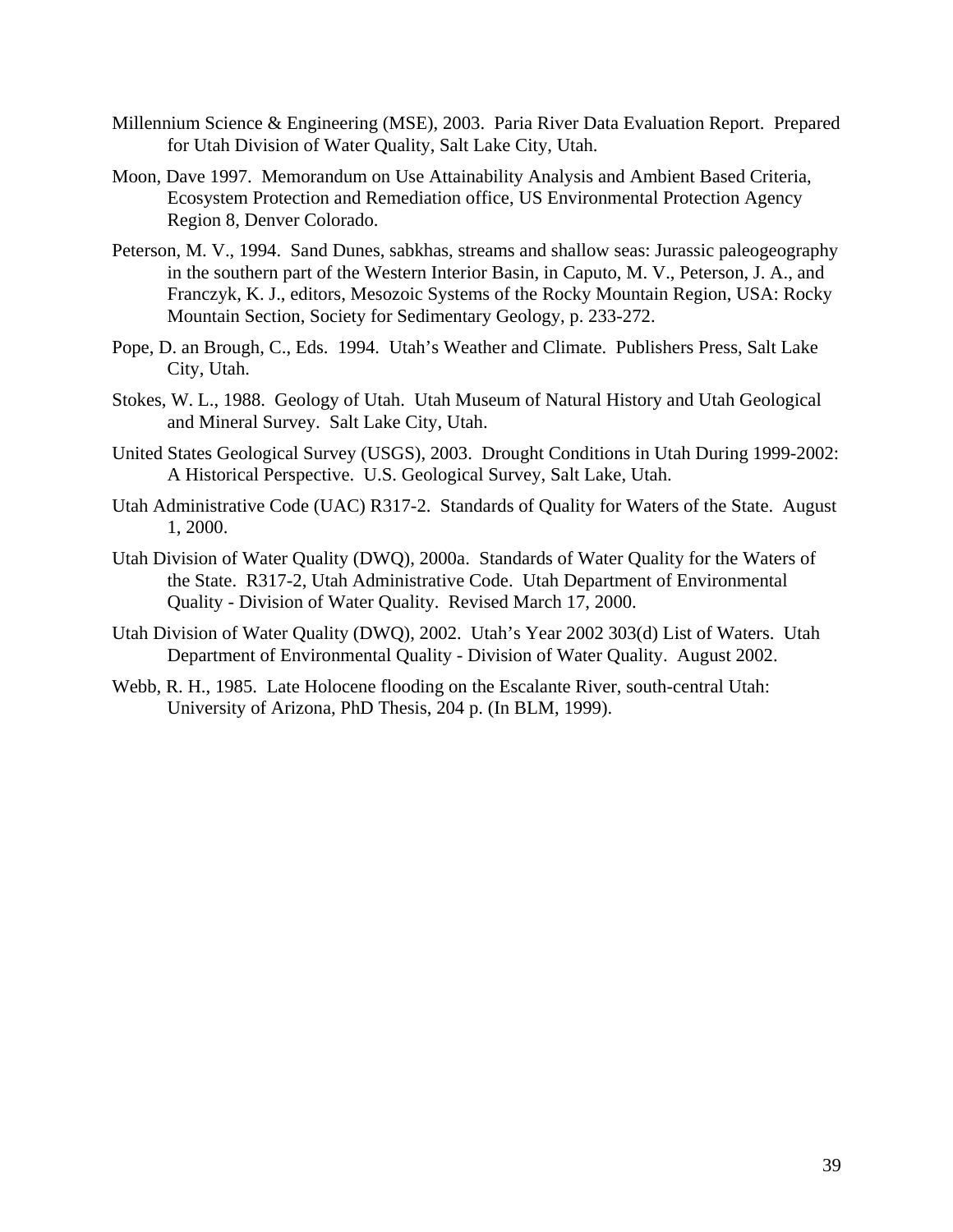Millennium Science & Engineering (MSE), 2003. Paria River Data Evaluation Report. Prepared for Utah Division of Water Quality, Salt Lake City, Utah.

Moon, Dave 1997. Memorandum on Use Attainability Analysis and Ambient Based Criteria, Ecosystem Protection and Remediation office, US Environmental Protection Agency Region 8, Denver Colorado.

Peterson, M. V., 1994. Sand Dunes, sabkhas, streams and shallow seas: Jurassic paleogeography in the southern part of the Western Interior Basin, in Caputo, M. V., Peterson, J. A., and Franczyk, K. J., editors, Mesozoic Systems of the Rocky Mountain Region, USA: Rocky Mountain Section, Society for Sedimentary Geology, p. 233-272.

Pope, D. an Brough, C., Eds. 1994. Utah's Weather and Climate. Publishers Press, Salt Lake City, Utah.

Stokes, W. L., 1988. Geology of Utah. Utah Museum of Natural History and Utah Geological and Mineral Survey. Salt Lake City, Utah.

United States Geological Survey (USGS), 2003. Drought Conditions in Utah During 1999-2002: A Historical Perspective. U.S. Geological Survey, Salt Lake, Utah.

Utah Administrative Code (UAC) R317-2. Standards of Quality for Waters of the State. August 1, 2000.

Utah Division of Water Quality (DWQ), 2000a. Standards of Water Quality for the Waters of the State. R317-2, Utah Administrative Code. Utah Department of Environmental Quality - Division of Water Quality. Revised March 17, 2000.

Utah Division of Water Quality (DWQ), 2002. Utah's Year 2002 303(d) List of Waters. Utah Department of Environmental Quality - Division of Water Quality. August 2002.

Webb, R. H., 1985. Late Holocene flooding on the Escalante River, south-central Utah: University of Arizona, PhD Thesis, 204 p. (In BLM, 1999).